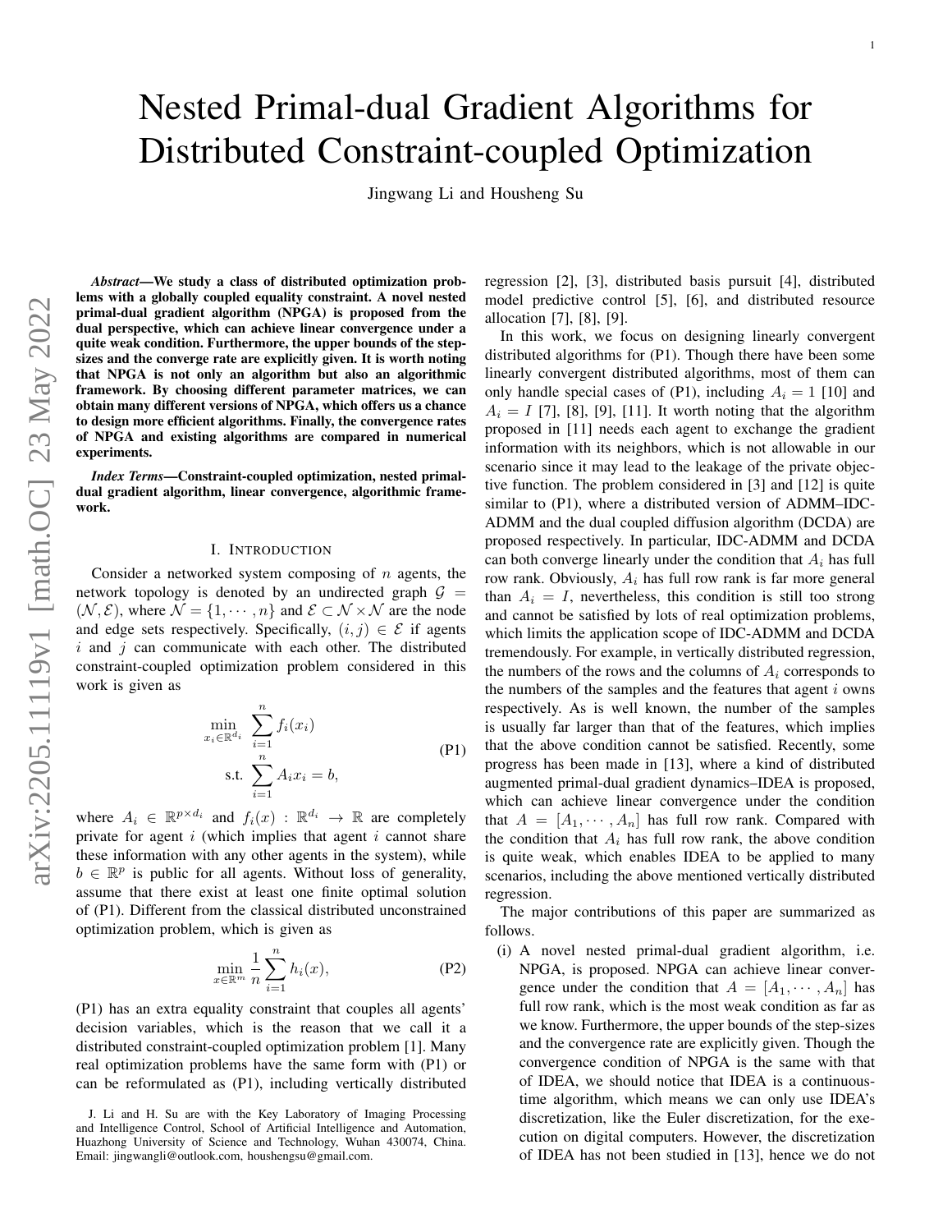# Nested Primal-dual Gradient Algorithms for Distributed Constraint-coupled Optimization

Jingwang Li and Housheng Su

***Abstract*—We study a class of distributed optimization problems with a globally coupled equality constraint. A novel nested primal-dual gradient algorithm (NPGA) is proposed from the dual perspective, which can achieve linear convergence under a quite weak condition. Furthermore, the upper bounds of the step-sizes and the converge rate are explicitly given. It is worth noting that NPGA is not only an algorithm but also an algorithmic framework. By choosing different parameter matrices, we can obtain many different versions of NPGA, which offers us a chance to design more efficient algorithms. Finally, the convergence rates of NPGA and existing algorithms are compared in numerical experiments.**

***Index Terms*—Constraint-coupled optimization, nested primal-dual gradient algorithm, linear convergence, algorithmic framework.**

## I. Introduction

Consider a networked system composing of $n$ agents, the network topology is denoted by an undirected graph $\mathcal{G} = (\mathcal{N}, \mathcal{E})$, where $\mathcal{N} = \{1, \cdots, n\}$ and $\mathcal{E} \subset \mathcal{N} \times \mathcal{N}$ are the node and edge sets respectively. Specifically, $(i, j) \in \mathcal{E}$ if agents $i$ and $j$ can communicate with each other. The distributed constraint-coupled optimization problem considered in this work is given as

$$
\begin{aligned}
\min_{x_i \in \mathbb{R}^{d_i}} \ & \sum_{i=1}^{n} f_i(x_i) \\
\text{s.t.} \ & \sum_{i=1}^{n} A_i x_i = b,
\end{aligned} \tag{P1}
$$

where $A_i \in \mathbb{R}^{p \times d_i}$ and $f_i(x) : \mathbb{R}^{d_i} \to \mathbb{R}$ are completely private for agent $i$ (which implies that agent $i$ cannot share these information with any other agents in the system), while $b \in \mathbb{R}^p$ is public for all agents. Without loss of generality, assume that there exist at least one finite optimal solution of (P1). Different from the classical distributed unconstrained optimization problem, which is given as

$$
\min_{x \in \mathbb{R}^m} \frac{1}{n} \sum_{i=1}^{n} h_i(x), \tag{P2}
$$

(P1) has an extra equality constraint that couples all agents' decision variables, which is the reason that we call it a distributed constraint-coupled optimization problem [1]. Many real optimization problems have the same form with (P1) or can be reformulated as (P1), including vertically distributed regression [2], [3], distributed basis pursuit [4], distributed model predictive control [5], [6], and distributed resource allocation [7], [8], [9].

In this work, we focus on designing linearly convergent distributed algorithms for (P1). Though there have been some linearly convergent distributed algorithms, most of them can only handle special cases of (P1), including $A_i = 1$ [10] and $A_i = I$ [7], [8], [9], [11]. It worth noting that the algorithm proposed in [11] needs each agent to exchange the gradient information with its neighbors, which is not allowable in our scenario since it may lead to the leakage of the private objective function. The problem considered in [3] and [12] is quite similar to (P1), where a distributed version of ADMM–IDC-ADMM and the dual coupled diffusion algorithm (DCDA) are proposed respectively. In particular, IDC-ADMM and DCDA can both converge linearly under the condition that $A_i$ has full row rank. Obviously, $A_i$ has full row rank is far more general than $A_i = I$, nevertheless, this condition is still too strong and cannot be satisfied by lots of real optimization problems, which limits the application scope of IDC-ADMM and DCDA tremendously. For example, in vertically distributed regression, the numbers of the rows and the columns of $A_i$ corresponds to the numbers of the samples and the features that agent $i$ owns respectively. As is well known, the number of the samples is usually far larger than that of the features, which implies that the above condition cannot be satisfied. Recently, some progress has been made in [13], where a kind of distributed augmented primal-dual gradient dynamics–IDEA is proposed, which can achieve linear convergence under the condition that $A = [A_1, \cdots, A_n]$ has full row rank. Compared with the condition that $A_i$ has full row rank, the above condition is quite weak, which enables IDEA to be applied to many scenarios, including the above mentioned vertically distributed regression.

The major contributions of this paper are summarized as follows.

(i) A novel nested primal-dual gradient algorithm, i.e. NPGA, is proposed. NPGA can achieve linear convergence under the condition that $A = [A_1, \cdots, A_n]$ has full row rank, which is the most weak condition as far as we know. Furthermore, the upper bounds of the step-sizes and the convergence rate are explicitly given. Though the convergence condition of NPGA is the same with that of IDEA, we should notice that IDEA is a continuous-time algorithm, which means we can only use IDEA's discretization, like the Euler discretization, for the execution on digital computers. However, the discretization of IDEA has not been studied in [13], hence we do not

J. Li and H. Su are with the Key Laboratory of Imaging Processing and Intelligence Control, School of Artificial Intelligence and Automation, Huazhong University of Science and Technology, Wuhan 430074, China. Email: jingwangli@outlook.com, houshengsu@gmail.com.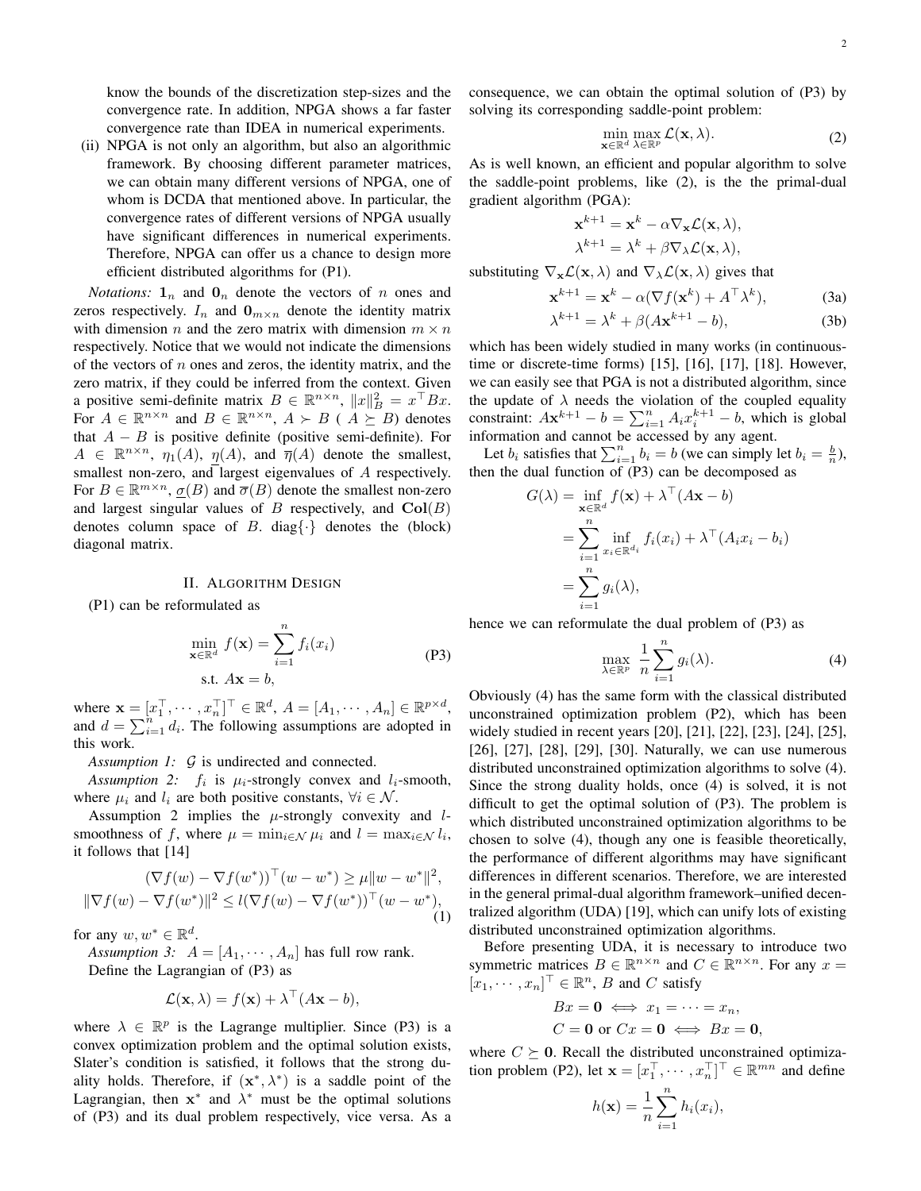know the bounds of the discretization step-sizes and the convergence rate. In addition, NPGA shows a far faster convergence rate than IDEA in numerical experiments.

(ii) NPGA is not only an algorithm, but also an algorithmic framework. By choosing different parameter matrices, we can obtain many different versions of NPGA, one of whom is DCDA that mentioned above. In particular, the convergence rates of different versions of NPGA usually have significant differences in numerical experiments. Therefore, NPGA can offer us a chance to design more efficient distributed algorithms for (P1).

*Notations:* $\mathbf{1}_n$ and $\mathbf{0}_n$ denote the vectors of $n$ ones and zeros respectively. $I_n$ and $\mathbf{0}_{m\times n}$ denote the identity matrix with dimension $n$ and the zero matrix with dimension $m \times n$ respectively. Notice that we would not indicate the dimensions of the vectors of $n$ ones and zeros, the identity matrix, and the zero matrix, if they could be inferred from the context. Given a positive semi-definite matrix $B \in \mathbb{R}^{n\times n}$, $\|x\|_B^2 = x^\top Bx$. For $A \in \mathbb{R}^{n\times n}$ and $B \in \mathbb{R}^{n\times n}$, $A \succ B$ ( $A \succeq B$) denotes that $A - B$ is positive definite (positive semi-definite). For $A \in \mathbb{R}^{n\times n}$, $\eta_1(A)$, $\underline{\eta}(A)$, and $\overline{\eta}(A)$ denote the smallest, smallest non-zero, and largest eigenvalues of $A$ respectively. For $B \in \mathbb{R}^{m\times n}$, $\underline{\sigma}(B)$ and $\overline{\sigma}(B)$ denote the smallest non-zero and largest singular values of $B$ respectively, and $\mathbf{Col}(B)$ denotes column space of $B$. diag$\{\cdot\}$ denotes the (block) diagonal matrix.

## II. Algorithm Design

(P1) can be reformulated as

$$\begin{aligned} \min_{\mathbf{x}\in\mathbb{R}^d} \ & f(\mathbf{x}) = \sum_{i=1}^n f_i(x_i) \\ \text{s.t. } & A\mathbf{x} = b, \end{aligned} \tag{P3}$$

where $\mathbf{x} = [x_1^\top, \cdots, x_n^\top]^\top \in \mathbb{R}^d$, $A = [A_1, \cdots, A_n] \in \mathbb{R}^{p\times d}$, and $d = \sum_{i=1}^n d_i$. The following assumptions are adopted in this work.

*Assumption 1:* $\mathcal{G}$ is undirected and connected.

*Assumption 2:* $f_i$ is $\mu_i$-strongly convex and $l_i$-smooth, where $\mu_i$ and $l_i$ are both positive constants, $\forall i \in \mathcal{N}$.

Assumption 2 implies the $\mu$-strongly convexity and $l$-smoothness of $f$, where $\mu = \min_{i\in\mathcal{N}} \mu_i$ and $l = \max_{i\in\mathcal{N}} l_i$, it follows that [14]

$$\begin{aligned} (\nabla f(w) - \nabla f(w^*))^\top (w - w^*) &\geq \mu\|w - w^*\|^2, \\ \|\nabla f(w) - \nabla f(w^*)\|^2 &\leq l(\nabla f(w) - \nabla f(w^*))^\top (w - w^*), \end{aligned} \tag{1}$$

for any $w, w^* \in \mathbb{R}^d$.

*Assumption 3:* $A = [A_1, \cdots, A_n]$ has full row rank.

Define the Lagrangian of (P3) as

$$\mathcal{L}(\mathbf{x}, \lambda) = f(\mathbf{x}) + \lambda^\top (A\mathbf{x} - b),$$

where $\lambda \in \mathbb{R}^p$ is the Lagrange multiplier. Since (P3) is a convex optimization problem and the optimal solution exists, Slater's condition is satisfied, it follows that the strong duality holds. Therefore, if $(\mathbf{x}^*, \lambda^*)$ is a saddle point of the Lagrangian, then $\mathbf{x}^*$ and $\lambda^*$ must be the optimal solutions of (P3) and its dual problem respectively, vice versa. As a consequence, we can obtain the optimal solution of (P3) by solving its corresponding saddle-point problem:

$$\min_{\mathbf{x}\in\mathbb{R}^d} \max_{\lambda\in\mathbb{R}^p} \mathcal{L}(\mathbf{x}, \lambda). \tag{2}$$

As is well known, an efficient and popular algorithm to solve the saddle-point problems, like (2), is the the primal-dual gradient algorithm (PGA):

$$\begin{aligned} \mathbf{x}^{k+1} &= \mathbf{x}^k - \alpha\nabla_{\mathbf{x}}\mathcal{L}(\mathbf{x}, \lambda), \\ \lambda^{k+1} &= \lambda^k + \beta\nabla_\lambda\mathcal{L}(\mathbf{x}, \lambda), \end{aligned}$$

substituting $\nabla_{\mathbf{x}}\mathcal{L}(\mathbf{x}, \lambda)$ and $\nabla_\lambda\mathcal{L}(\mathbf{x}, \lambda)$ gives that

$$\mathbf{x}^{k+1} = \mathbf{x}^k - \alpha(\nabla f(\mathbf{x}^k) + A^\top \lambda^k), \tag{3a}$$

$$\lambda^{k+1} = \lambda^k + \beta(A\mathbf{x}^{k+1} - b), \tag{3b}$$

which has been widely studied in many works (in continuous-time or discrete-time forms) [15], [16], [17], [18]. However, we can easily see that PGA is not a distributed algorithm, since the update of $\lambda$ needs the violation of the coupled equality constraint: $A\mathbf{x}^{k+1} - b = \sum_{i=1}^n A_i x_i^{k+1} - b$, which is global information and cannot be accessed by any agent.

Let $b_i$ satisfies that $\sum_{i=1}^n b_i = b$ (we can simply let $b_i = \frac{b}{n}$), then the dual function of (P3) can be decomposed as

$$\begin{aligned} G(\lambda) &= \inf_{\mathbf{x}\in\mathbb{R}^d} f(\mathbf{x}) + \lambda^\top (A\mathbf{x} - b) \\ &= \sum_{i=1}^n \inf_{x_i\in\mathbb{R}^{d_i}} f_i(x_i) + \lambda^\top (A_i x_i - b_i) \\ &= \sum_{i=1}^n g_i(\lambda), \end{aligned}$$

hence we can reformulate the dual problem of (P3) as

$$\max_{\lambda\in\mathbb{R}^p} \ \frac{1}{n}\sum_{i=1}^n g_i(\lambda). \tag{4}$$

Obviously (4) has the same form with the classical distributed unconstrained optimization problem (P2), which has been widely studied in recent years [20], [21], [22], [23], [24], [25], [26], [27], [28], [29], [30]. Naturally, we can use numerous distributed unconstrained optimization algorithms to solve (4). Since the strong duality holds, once (4) is solved, it is not difficult to get the optimal solution of (P3). The problem is which distributed unconstrained optimization algorithms to be chosen to solve (4), though any one is feasible theoretically, the performance of different algorithms may have significant differences in different scenarios. Therefore, we are interested in the general primal-dual algorithm framework–unified decentralized algorithm (UDA) [19], which can unify lots of existing distributed unconstrained optimization algorithms.

Before presenting UDA, it is necessary to introduce two symmetric matrices $B \in \mathbb{R}^{n\times n}$ and $C \in \mathbb{R}^{n\times n}$. For any $x = [x_1, \cdots, x_n]^\top \in \mathbb{R}^n$, $B$ and $C$ satisfy

$$\begin{aligned} Bx = \mathbf{0} &\iff x_1 = \cdots = x_n, \\ C = \mathbf{0} \text{ or } Cx = \mathbf{0} &\iff Bx = \mathbf{0}, \end{aligned}$$

where $C \succeq \mathbf{0}$. Recall the distributed unconstrained optimization problem (P2), let $\mathbf{x} = [x_1^\top, \cdots, x_n^\top]^\top \in \mathbb{R}^{mn}$ and define

$$h(\mathbf{x}) = \frac{1}{n}\sum_{i=1}^n h_i(x_i),$$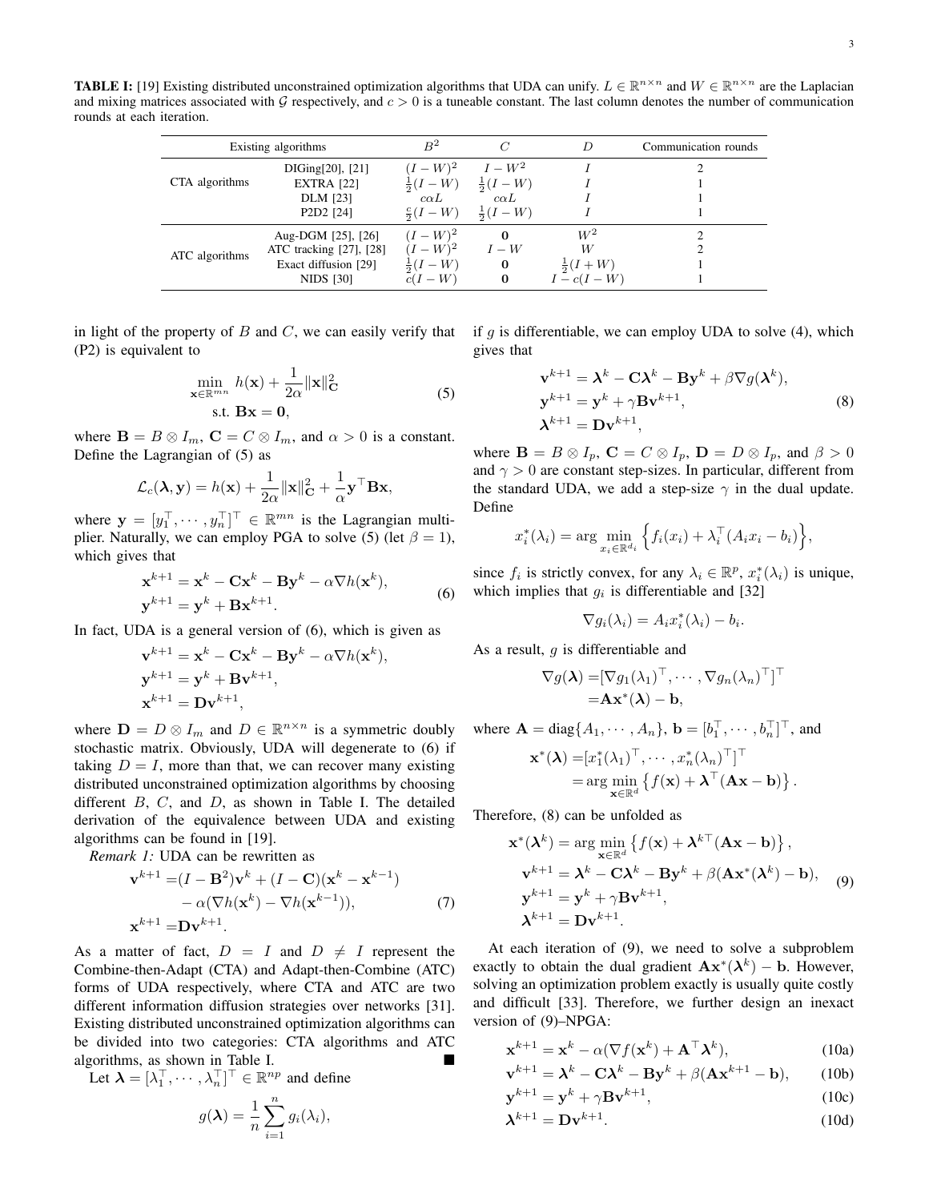**TABLE I:** [19] Existing distributed unconstrained optimization algorithms that UDA can unify. $L \in \mathbb{R}^{n\times n}$ and $W \in \mathbb{R}^{n\times n}$ are the Laplacian and mixing matrices associated with $\mathcal{G}$ respectively, and $c > 0$ is a tuneable constant. The last column denotes the number of communication rounds at each iteration.

| Existing algorithms | | $B^2$ | $C$ | $D$ | Communication rounds |
|---|---|---|---|---|---|
| CTA algorithms | DIGing[20], [21] | $(I-W)^2$ | $I-W^2$ | $I$ | 2 |
| | EXTRA [22] | $\frac{1}{2}(I-W)$ | $\frac{1}{2}(I-W)$ | $I$ | 1 |
| | DLM [23] | $c\alpha L$ | $c\alpha L$ | $I$ | 1 |
| | P2D2 [24] | $\frac{c}{2}(I-W)$ | $\frac{1}{2}(I-W)$ | $I$ | 1 |
| ATC algorithms | Aug-DGM [25], [26] | $(I-W)^2$ | $\mathbf{0}$ | $W^2$ | 2 |
| | ATC tracking [27], [28] | $(I-W)^2$ | $I-W$ | $W$ | 2 |
| | Exact diffusion [29] | $\frac{1}{2}(I-W)$ | $\mathbf{0}$ | $\frac{1}{2}(I+W)$ | 1 |
| | NIDS [30] | $c(I-W)$ | $\mathbf{0}$ | $I-c(I-W)$ | 1 |

in light of the property of $B$ and $C$, we can easily verify that (P2) is equivalent to

$$\begin{aligned} \min_{\mathbf{x}\in\mathbb{R}^{mn}} \ & h(\mathbf{x}) + \frac{1}{2\alpha}\|\mathbf{x}\|_{\mathbf{C}}^2 \\ \text{s.t. } & \mathbf{B}\mathbf{x} = \mathbf{0}, \end{aligned} \tag{5}$$

where $\mathbf{B} = B \otimes I_m$, $\mathbf{C} = C \otimes I_m$, and $\alpha > 0$ is a constant. Define the Lagrangian of (5) as

$$\mathcal{L}_c(\boldsymbol{\lambda}, \mathbf{y}) = h(\mathbf{x}) + \frac{1}{2\alpha}\|\mathbf{x}\|_{\mathbf{C}}^2 + \frac{1}{\alpha}\mathbf{y}^\top \mathbf{B}\mathbf{x},$$

where $\mathbf{y} = [y_1^\top, \cdots, y_n^\top]^\top \in \mathbb{R}^{mn}$ is the Lagrangian multiplier. Naturally, we can employ PGA to solve (5) (let $\beta = 1$), which gives that

$$\begin{aligned} \mathbf{x}^{k+1} &= \mathbf{x}^k - \mathbf{C}\mathbf{x}^k - \mathbf{B}\mathbf{y}^k - \alpha\nabla h(\mathbf{x}^k), \\ \mathbf{y}^{k+1} &= \mathbf{y}^k + \mathbf{B}\mathbf{x}^{k+1}. \end{aligned} \tag{6}$$

In fact, UDA is a general version of (6), which is given as

$$\begin{aligned} \mathbf{v}^{k+1} &= \mathbf{x}^k - \mathbf{C}\mathbf{x}^k - \mathbf{B}\mathbf{y}^k - \alpha\nabla h(\mathbf{x}^k), \\ \mathbf{y}^{k+1} &= \mathbf{y}^k + \mathbf{B}\mathbf{v}^{k+1}, \\ \mathbf{x}^{k+1} &= \mathbf{D}\mathbf{v}^{k+1}, \end{aligned}$$

where $\mathbf{D} = D \otimes I_m$ and $D \in \mathbb{R}^{n\times n}$ is a symmetric doubly stochastic matrix. Obviously, UDA will degenerate to (6) if taking $D = I$, more than that, we can recover many existing distributed unconstrained optimization algorithms by choosing different $B$, $C$, and $D$, as shown in Table I. The detailed derivation of the equivalence between UDA and existing algorithms can be found in [19].

*Remark 1:* UDA can be rewritten as

$$\begin{aligned} \mathbf{v}^{k+1} =& (I - \mathbf{B}^2)\mathbf{v}^k + (I - \mathbf{C})(\mathbf{x}^k - \mathbf{x}^{k-1}) \\ & - \alpha(\nabla h(\mathbf{x}^k) - \nabla h(\mathbf{x}^{k-1})), \\ \mathbf{x}^{k+1} =& \mathbf{D}\mathbf{v}^{k+1}. \end{aligned} \tag{7}$$

As a matter of fact, $D = I$ and $D \neq I$ represent the Combine-then-Adapt (CTA) and Adapt-then-Combine (ATC) forms of UDA respectively, where CTA and ATC are two different information diffusion strategies over networks [31]. Existing distributed unconstrained optimization algorithms can be divided into two categories: CTA algorithms and ATC algorithms, as shown in Table I. ■

Let $\boldsymbol{\lambda} = [\lambda_1^\top, \cdots, \lambda_n^\top]^\top \in \mathbb{R}^{np}$ and define

$$g(\boldsymbol{\lambda}) = \frac{1}{n}\sum_{i=1}^n g_i(\lambda_i),$$

if $g$ is differentiable, we can employ UDA to solve (4), which gives that

$$\begin{aligned} \mathbf{v}^{k+1} &= \boldsymbol{\lambda}^k - \mathbf{C}\boldsymbol{\lambda}^k - \mathbf{B}\mathbf{y}^k + \beta\nabla g(\boldsymbol{\lambda}^k), \\ \mathbf{y}^{k+1} &= \mathbf{y}^k + \gamma\mathbf{B}\mathbf{v}^{k+1}, \\ \boldsymbol{\lambda}^{k+1} &= \mathbf{D}\mathbf{v}^{k+1}, \end{aligned} \tag{8}$$

where $\mathbf{B} = B \otimes I_p$, $\mathbf{C} = C \otimes I_p$, $\mathbf{D} = D \otimes I_p$, and $\beta > 0$ and $\gamma > 0$ are constant step-sizes. In particular, different from the standard UDA, we add a step-size $\gamma$ in the dual update. Define

$$x_i^*(\lambda_i) = \arg\min_{x_i\in\mathbb{R}^{d_i}} \Big\{ f_i(x_i) + \lambda_i^\top(A_i x_i - b_i) \Big\},$$

since $f_i$ is strictly convex, for any $\lambda_i \in \mathbb{R}^p$, $x_i^*(\lambda_i)$ is unique, which implies that $g_i$ is differentiable and [32]

$$\nabla g_i(\lambda_i) = A_i x_i^*(\lambda_i) - b_i.$$

As a result, $g$ is differentiable and

$$\begin{aligned} \nabla g(\boldsymbol{\lambda}) =& [\nabla g_1(\lambda_1)^\top, \cdots, \nabla g_n(\lambda_n)^\top]^\top \\ =& \mathbf{A}\mathbf{x}^*(\boldsymbol{\lambda}) - \mathbf{b}, \end{aligned}$$

where $\mathbf{A} = \operatorname{diag}\{A_1, \cdots, A_n\}$, $\mathbf{b} = [b_1^\top, \cdots, b_n^\top]^\top$, and

$$\begin{aligned} \mathbf{x}^*(\boldsymbol{\lambda}) =& [x_1^*(\lambda_1)^\top, \cdots, x_n^*(\lambda_n)^\top]^\top \\ =& \arg\min_{\mathbf{x}\in\mathbb{R}^d} \left\{ f(\mathbf{x}) + \boldsymbol{\lambda}^\top(\mathbf{A}\mathbf{x} - \mathbf{b}) \right\}. \end{aligned}$$

Therefore, (8) can be unfolded as

$$\begin{aligned} \mathbf{x}^*(\boldsymbol{\lambda}^k) &= \arg\min_{\mathbf{x}\in\mathbb{R}^d} \left\{ f(\mathbf{x}) + \boldsymbol{\lambda}^{k\top}(\mathbf{A}\mathbf{x} - \mathbf{b}) \right\}, \\ \mathbf{v}^{k+1} &= \boldsymbol{\lambda}^k - \mathbf{C}\boldsymbol{\lambda}^k - \mathbf{B}\mathbf{y}^k + \beta(\mathbf{A}\mathbf{x}^*(\boldsymbol{\lambda}^k) - \mathbf{b}), \\ \mathbf{y}^{k+1} &= \mathbf{y}^k + \gamma\mathbf{B}\mathbf{v}^{k+1}, \\ \boldsymbol{\lambda}^{k+1} &= \mathbf{D}\mathbf{v}^{k+1}. \end{aligned} \tag{9}$$

At each iteration of (9), we need to solve a subproblem exactly to obtain the dual gradient $\mathbf{A}\mathbf{x}^*(\boldsymbol{\lambda}^k) - \mathbf{b}$. However, solving an optimization problem exactly is usually quite costly and difficult [33]. Therefore, we further design an inexact version of (9)–NPGA:

$$\mathbf{x}^{k+1} = \mathbf{x}^k - \alpha(\nabla f(\mathbf{x}^k) + \mathbf{A}^\top\boldsymbol{\lambda}^k), \tag{10a}$$

$$\mathbf{v}^{k+1} = \boldsymbol{\lambda}^k - \mathbf{C}\boldsymbol{\lambda}^k - \mathbf{B}\mathbf{y}^k + \beta(\mathbf{A}\mathbf{x}^{k+1} - \mathbf{b}), \tag{10b}$$

$$\mathbf{y}^{k+1} = \mathbf{y}^k + \gamma\mathbf{B}\mathbf{v}^{k+1}, \tag{10c}$$

$$\boldsymbol{\lambda}^{k+1} = \mathbf{D}\mathbf{v}^{k+1}. \tag{10d}$$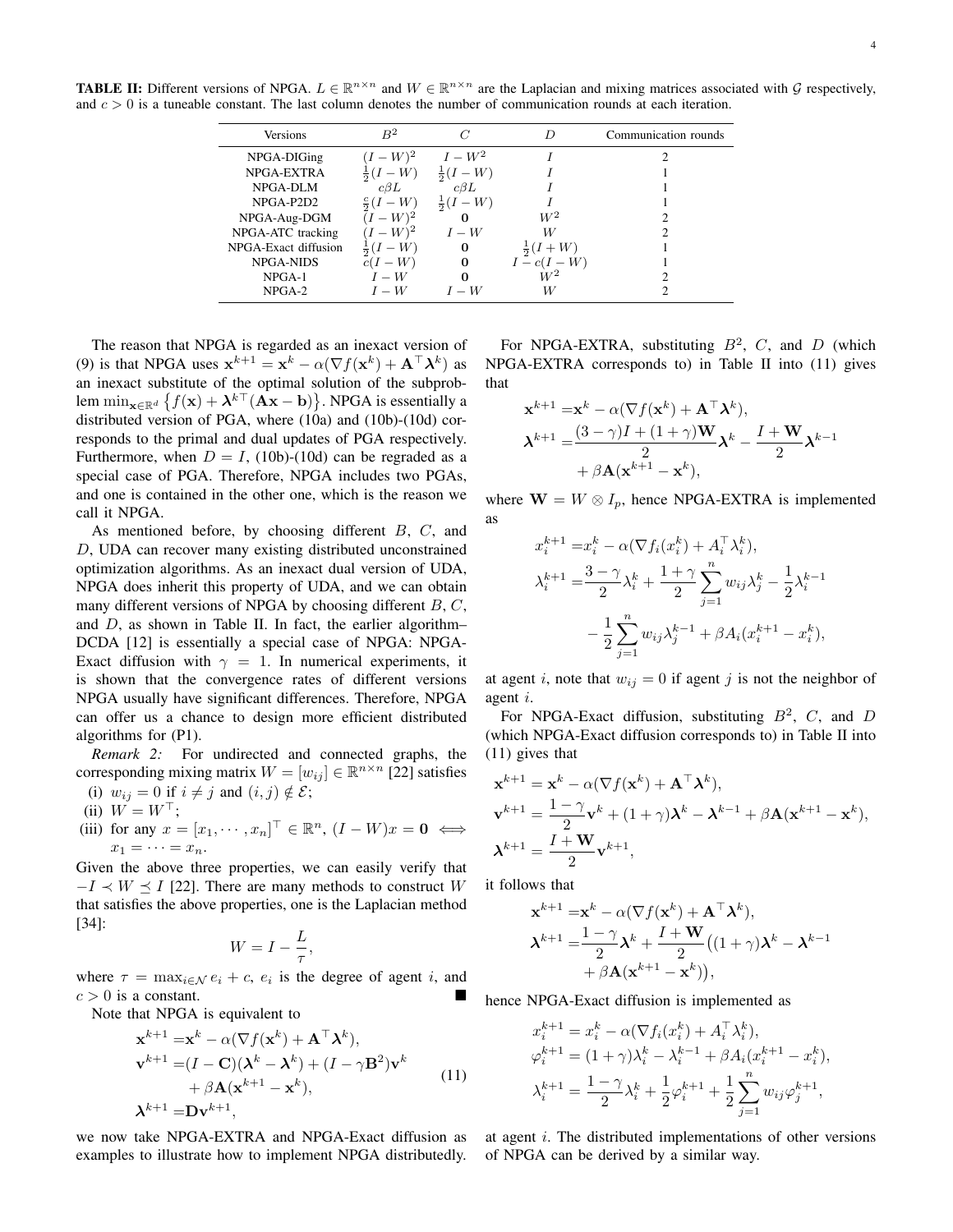**TABLE II:** Different versions of NPGA. $L \in \mathbb{R}^{n\times n}$ and $W \in \mathbb{R}^{n\times n}$ are the Laplacian and mixing matrices associated with $\mathcal{G}$ respectively, and $c > 0$ is a tuneable constant. The last column denotes the number of communication rounds at each iteration.

| Versions | $B^2$ | $C$ | $D$ | Communication rounds |
|---|---|---|---|---|
| NPGA-DIGing | $(I-W)^2$ | $I-W^2$ | $I$ | 2 |
| NPGA-EXTRA | $\frac{1}{2}(I-W)$ | $\frac{1}{2}(I-W)$ | $I$ | 1 |
| NPGA-DLM | $c\beta L$ | $c\beta L$ | $I$ | 1 |
| NPGA-P2D2 | $\frac{c}{2}(I-W)$ | $\frac{1}{2}(I-W)$ | $I$ | 1 |
| NPGA-Aug-DGM | $(I-W)^2$ | $\mathbf{0}$ | $W^2$ | 2 |
| NPGA-ATC tracking | $(I-W)^2$ | $I-W$ | $W$ | 2 |
| NPGA-Exact diffusion | $\frac{1}{2}(I-W)$ | $\mathbf{0}$ | $\frac{1}{2}(I+W)$ | 1 |
| NPGA-NIDS | $c(I-W)$ | $\mathbf{0}$ | $I-c(I-W)$ | 1 |
| NPGA-1 | $I-W$ | $\mathbf{0}$ | $W^2$ | 2 |
| NPGA-2 | $I-W$ | $I-W$ | $W$ | 2 |

The reason that NPGA is regarded as an inexact version of (9) is that NPGA uses $\mathbf{x}^{k+1} = \mathbf{x}^k - \alpha(\nabla f(\mathbf{x}^k) + \mathbf{A}^\top \boldsymbol{\lambda}^k)$ as an inexact substitute of the optimal solution of the subproblem $\min_{\mathbf{x}\in\mathbb{R}^d} \{f(\mathbf{x}) + \boldsymbol{\lambda}^{k\top}(\mathbf{A}\mathbf{x} - \mathbf{b})\}$. NPGA is essentially a distributed version of PGA, where (10a) and (10b)-(10d) corresponds to the primal and dual updates of PGA respectively. Furthermore, when $D = I$, (10b)-(10d) can be regraded as a special case of PGA. Therefore, NPGA includes two PGAs, and one is contained in the other one, which is the reason we call it NPGA.

As mentioned before, by choosing different $B$, $C$, and $D$, UDA can recover many existing distributed unconstrained optimization algorithms. As an inexact dual version of UDA, NPGA does inherit this property of UDA, and we can obtain many different versions of NPGA by choosing different $B$, $C$, and $D$, as shown in Table II. In fact, the earlier algorithm–DCDA [12] is essentially a special case of NPGA: NPGA-Exact diffusion with $\gamma = 1$. In numerical experiments, it is shown that the convergence rates of different versions NPGA usually have significant differences. Therefore, NPGA can offer us a chance to design more efficient distributed algorithms for (P1).

*Remark 2:* For undirected and connected graphs, the corresponding mixing matrix $W = [w_{ij}] \in \mathbb{R}^{n\times n}$ [22] satisfies

(i) $w_{ij} = 0$ if $i \neq j$ and $(i,j) \notin \mathcal{E}$;
(ii) $W = W^\top$;
(iii) for any $x = [x_1, \cdots, x_n]^\top \in \mathbb{R}^n$, $(I - W)x = \mathbf{0} \iff x_1 = \cdots = x_n$.

Given the above three properties, we can easily verify that $-I \prec W \preceq I$ [22]. There are many methods to construct $W$ that satisfies the above properties, one is the Laplacian method [34]:

$$W = I - \frac{L}{\tau},$$

where $\tau = \max_{i\in\mathcal{N}} e_i + c$, $e_i$ is the degree of agent $i$, and $c > 0$ is a constant. ■

Note that NPGA is equivalent to

$$\begin{aligned}
\mathbf{x}^{k+1} =& \mathbf{x}^k - \alpha(\nabla f(\mathbf{x}^k) + \mathbf{A}^\top \boldsymbol{\lambda}^k), \\
\mathbf{v}^{k+1} =& (I - \mathbf{C})(\boldsymbol{\lambda}^k - \boldsymbol{\lambda}^k) + (I - \gamma \mathbf{B}^2)\mathbf{v}^k \\
&+ \beta \mathbf{A}(\mathbf{x}^{k+1} - \mathbf{x}^k), \\
\boldsymbol{\lambda}^{k+1} =& \mathbf{D}\mathbf{v}^{k+1},
\end{aligned} \tag{11}$$

we now take NPGA-EXTRA and NPGA-Exact diffusion as examples to illustrate how to implement NPGA distributedly.

For NPGA-EXTRA, substituting $B^2$, $C$, and $D$ (which NPGA-EXTRA corresponds to) in Table II into (11) gives that

$$\begin{aligned}
\mathbf{x}^{k+1} =& \mathbf{x}^k - \alpha(\nabla f(\mathbf{x}^k) + \mathbf{A}^\top \boldsymbol{\lambda}^k), \\
\boldsymbol{\lambda}^{k+1} =& \frac{(3-\gamma)I + (1+\gamma)\mathbf{W}}{2}\boldsymbol{\lambda}^k - \frac{I + \mathbf{W}}{2}\boldsymbol{\lambda}^{k-1} \\
&+ \beta \mathbf{A}(\mathbf{x}^{k+1} - \mathbf{x}^k),
\end{aligned}$$

where $\mathbf{W} = W \otimes I_p$, hence NPGA-EXTRA is implemented as

$$\begin{aligned}
x_i^{k+1} =& x_i^k - \alpha(\nabla f_i(x_i^k) + A_i^\top \lambda_i^k), \\
\lambda_i^{k+1} =& \frac{3-\gamma}{2}\lambda_i^k + \frac{1+\gamma}{2}\sum_{j=1}^n w_{ij}\lambda_j^k - \frac{1}{2}\lambda_i^{k-1} \\
&- \frac{1}{2}\sum_{j=1}^n w_{ij}\lambda_j^{k-1} + \beta A_i(x_i^{k+1} - x_i^k),
\end{aligned}$$

at agent $i$, note that $w_{ij} = 0$ if agent $j$ is not the neighbor of agent $i$.

For NPGA-Exact diffusion, substituting $B^2$, $C$, and $D$ (which NPGA-Exact diffusion corresponds to) in Table II into (11) gives that

$$\begin{aligned}
&\mathbf{x}^{k+1} = \mathbf{x}^k - \alpha(\nabla f(\mathbf{x}^k) + \mathbf{A}^\top \boldsymbol{\lambda}^k), \\
&\mathbf{v}^{k+1} = \frac{1-\gamma}{2}\mathbf{v}^k + (1+\gamma)\boldsymbol{\lambda}^k - \boldsymbol{\lambda}^{k-1} + \beta \mathbf{A}(\mathbf{x}^{k+1} - \mathbf{x}^k), \\
&\boldsymbol{\lambda}^{k+1} = \frac{I + \mathbf{W}}{2}\mathbf{v}^{k+1},
\end{aligned}$$

it follows that

$$\begin{aligned}
\mathbf{x}^{k+1} =& \mathbf{x}^k - \alpha(\nabla f(\mathbf{x}^k) + \mathbf{A}^\top \boldsymbol{\lambda}^k), \\
\boldsymbol{\lambda}^{k+1} =& \frac{1-\gamma}{2}\boldsymbol{\lambda}^k + \frac{I + \mathbf{W}}{2}\big((1+\gamma)\boldsymbol{\lambda}^k - \boldsymbol{\lambda}^{k-1} \\
&+ \beta \mathbf{A}(\mathbf{x}^{k+1} - \mathbf{x}^k)\big),
\end{aligned}$$

hence NPGA-Exact diffusion is implemented as

$$\begin{aligned}
&x_i^{k+1} = x_i^k - \alpha(\nabla f_i(x_i^k) + A_i^\top \lambda_i^k), \\
&\varphi_i^{k+1} = (1+\gamma)\lambda_i^k - \lambda_i^{k-1} + \beta A_i(x_i^{k+1} - x_i^k), \\
&\lambda_i^{k+1} = \frac{1-\gamma}{2}\lambda_i^k + \frac{1}{2}\varphi_i^{k+1} + \frac{1}{2}\sum_{j=1}^n w_{ij}\varphi_j^{k+1},
\end{aligned}$$

at agent $i$. The distributed implementations of other versions of NPGA can be derived by a similar way.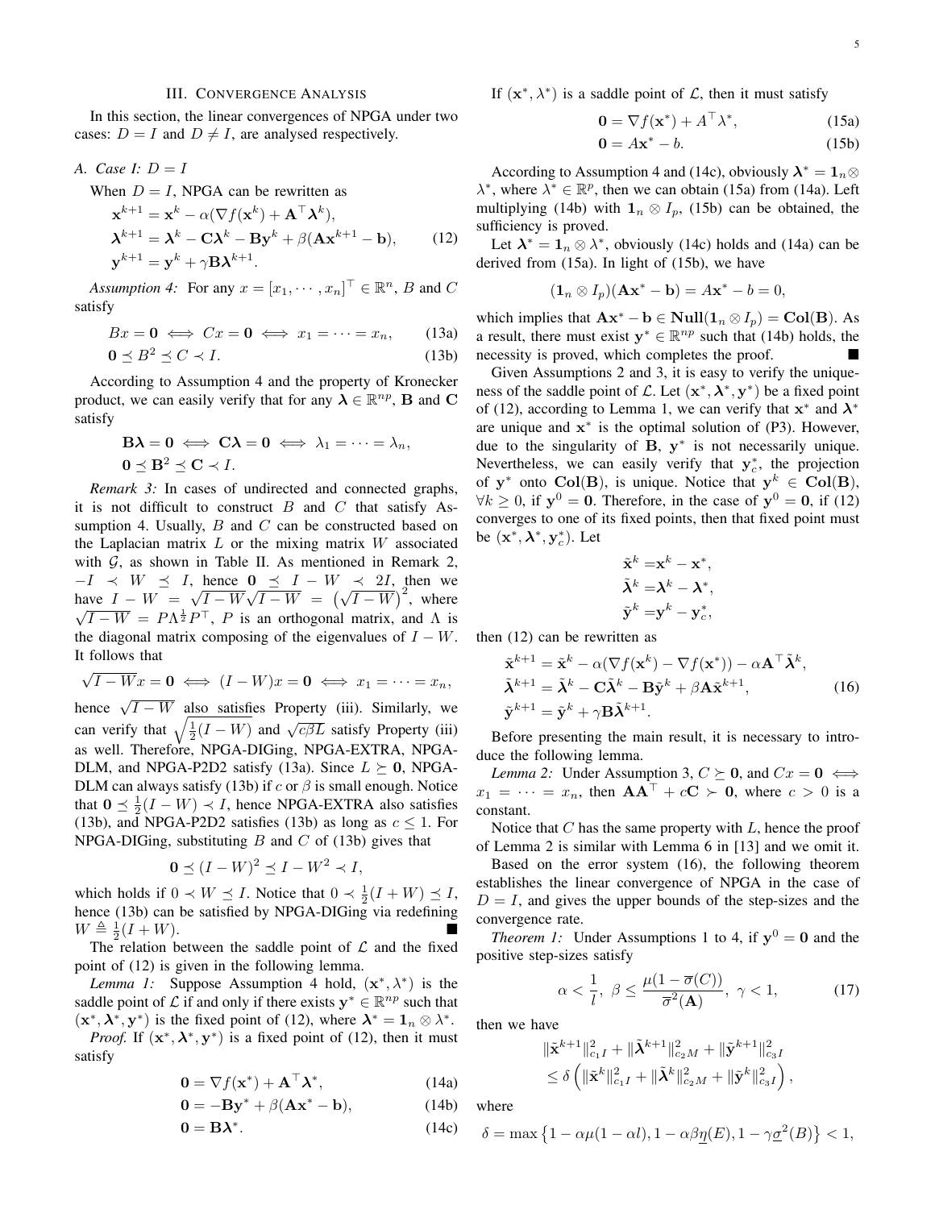## III. Convergence Analysis

In this section, the linear convergences of NPGA under two cases: $D = I$ and $D \neq I$, are analysed respectively.

### A. Case I: $D = I$

When $D = I$, NPGA can be rewritten as

$$
\begin{aligned}
\mathbf{x}^{k+1} &= \mathbf{x}^k - \alpha(\nabla f(\mathbf{x}^k) + \mathbf{A}^\top \boldsymbol{\lambda}^k), \\
\boldsymbol{\lambda}^{k+1} &= \boldsymbol{\lambda}^k - \mathbf{C}\boldsymbol{\lambda}^k - \mathbf{B}\mathbf{y}^k + \beta(\mathbf{A}\mathbf{x}^{k+1} - \mathbf{b}), \\
\mathbf{y}^{k+1} &= \mathbf{y}^k + \gamma \mathbf{B}\boldsymbol{\lambda}^{k+1}.
\end{aligned} \tag{12}
$$

*Assumption 4:* For any $x = [x_1, \cdots, x_n]^\top \in \mathbb{R}^n$, $B$ and $C$ satisfy

$$
Bx = \mathbf{0} \iff Cx = \mathbf{0} \iff x_1 = \cdots = x_n, \tag{13a}
$$

$$
\mathbf{0} \preceq B^2 \preceq C \prec I. \tag{13b}
$$

According to Assumption 4 and the property of Kronecker product, we can easily verify that for any $\boldsymbol{\lambda} \in \mathbb{R}^{np}$, $\mathbf{B}$ and $\mathbf{C}$ satisfy

$$
\begin{aligned}
&\mathbf{B}\boldsymbol{\lambda} = \mathbf{0} \iff \mathbf{C}\boldsymbol{\lambda} = \mathbf{0} \iff \lambda_1 = \cdots = \lambda_n, \\
&\mathbf{0} \preceq \mathbf{B}^2 \preceq \mathbf{C} \prec I.
\end{aligned}
$$

*Remark 3:* In cases of undirected and connected graphs, it is not difficult to construct $B$ and $C$ that satisfy Assumption 4. Usually, $B$ and $C$ can be constructed based on the Laplacian matrix $L$ or the mixing matrix $W$ associated with $\mathcal{G}$, as shown in Table II. As mentioned in Remark 2, $-I \prec W \preceq I$, hence $\mathbf{0} \preceq I - W \prec 2I$, then we have $I - W = \sqrt{I-W}\sqrt{I-W} = \left(\sqrt{I-W}\right)^2$, where $\sqrt{I-W} = P\Lambda^{\frac{1}{2}}P^\top$, $P$ is an orthogonal matrix, and $\Lambda$ is the diagonal matrix composing of the eigenvalues of $I - W$. It follows that

$$
\sqrt{I-W}x = \mathbf{0} \iff (I-W)x = \mathbf{0} \iff x_1 = \cdots = x_n,
$$

hence $\sqrt{I-W}$ also satisfies Property (iii). Similarly, we can verify that $\sqrt{\frac{1}{2}(I-W)}$ and $\sqrt{c\beta}L$ satisfy Property (iii) as well. Therefore, NPGA-DIGing, NPGA-EXTRA, NPGA-DLM, and NPGA-P2D2 satisfy (13a). Since $L \succeq \mathbf{0}$, NPGA-DLM can always satisfy (13b) if $c$ or $\beta$ is small enough. Notice that $\mathbf{0} \preceq \frac{1}{2}(I-W) \prec I$, hence NPGA-EXTRA also satisfies (13b), and NPGA-P2D2 satisfies (13b) as long as $c \leq 1$. For NPGA-DIGing, substituting $B$ and $C$ of (13b) gives that

$$
\mathbf{0} \preceq (I-W)^2 \preceq I - W^2 \prec I,
$$

which holds if $0 \prec W \preceq I$. Notice that $0 \prec \frac{1}{2}(I+W) \preceq I$, hence (13b) can be satisfied by NPGA-DIGing via redefining $W \triangleq \frac{1}{2}(I+W)$. ■

The relation between the saddle point of $\mathcal{L}$ and the fixed point of (12) is given in the following lemma.

*Lemma 1:* Suppose Assumption 4 hold, $(\mathbf{x}^*, \lambda^*)$ is the saddle point of $\mathcal{L}$ if and only if there exists $\mathbf{y}^* \in \mathbb{R}^{np}$ such that $(\mathbf{x}^*, \boldsymbol{\lambda}^*, \mathbf{y}^*)$ is the fixed point of (12), where $\boldsymbol{\lambda}^* = \mathbf{1}_n \otimes \lambda^*$.

*Proof.* If $(\mathbf{x}^*, \boldsymbol{\lambda}^*, \mathbf{y}^*)$ is a fixed point of (12), then it must satisfy

$$
\mathbf{0} = \nabla f(\mathbf{x}^*) + \mathbf{A}^\top \boldsymbol{\lambda}^*, \tag{14a}
$$

$$
\mathbf{0} = -\mathbf{B}\mathbf{y}^* + \beta(\mathbf{A}\mathbf{x}^* - \mathbf{b}), \tag{14b}
$$

$$
\mathbf{0} = \mathbf{B}\boldsymbol{\lambda}^*. \tag{14c}
$$

If $(\mathbf{x}^*, \lambda^*)$ is a saddle point of $\mathcal{L}$, then it must satisfy

$$
\mathbf{0} = \nabla f(\mathbf{x}^*) + A^\top \lambda^*, \tag{15a}
$$

$$
\mathbf{0} = A\mathbf{x}^* - b. \tag{15b}
$$

According to Assumption 4 and (14c), obviously $\boldsymbol{\lambda}^* = \mathbf{1}_n \otimes \lambda^*$, where $\lambda^* \in \mathbb{R}^p$, then we can obtain (15a) from (14a). Left multiplying (14b) with $\mathbf{1}_n \otimes I_p$, (15b) can be obtained, the sufficiency is proved.

Let $\boldsymbol{\lambda}^* = \mathbf{1}_n \otimes \lambda^*$, obviously (14c) holds and (14a) can be derived from (15a). In light of (15b), we have

$$
(\mathbf{1}_n \otimes I_p)(\mathbf{A}\mathbf{x}^* - \mathbf{b}) = A\mathbf{x}^* - b = 0,
$$

which implies that $\mathbf{A}\mathbf{x}^* - \mathbf{b} \in \mathbf{Null}(\mathbf{1}_n \otimes I_p) = \mathbf{Col}(\mathbf{B})$. As a result, there must exist $\mathbf{y}^* \in \mathbb{R}^{np}$ such that (14b) holds, the necessity is proved, which completes the proof. ■

Given Assumptions 2 and 3, it is easy to verify the uniqueness of the saddle point of $\mathcal{L}$. Let $(\mathbf{x}^*, \boldsymbol{\lambda}^*, \mathbf{y}^*)$ be a fixed point of (12), according to Lemma 1, we can verify that $\mathbf{x}^*$ and $\boldsymbol{\lambda}^*$ are unique and $\mathbf{x}^*$ is the optimal solution of (P3). However, due to the singularity of $\mathbf{B}$, $\mathbf{y}^*$ is not necessarily unique. Nevertheless, we can easily verify that $\mathbf{y}_c^*$, the projection of $\mathbf{y}^*$ onto $\mathbf{Col}(\mathbf{B})$, is unique. Notice that $\mathbf{y}^k \in \mathbf{Col}(\mathbf{B})$, $\forall k \geq 0$, if $\mathbf{y}^0 = \mathbf{0}$. Therefore, in the case of $\mathbf{y}^0 = \mathbf{0}$, if (12) converges to one of its fixed points, then that fixed point must be $(\mathbf{x}^*, \boldsymbol{\lambda}^*, \mathbf{y}_c^*)$. Let

$$
\begin{aligned}
\tilde{\mathbf{x}}^k &= \mathbf{x}^k - \mathbf{x}^*, \\
\tilde{\boldsymbol{\lambda}}^k &= \boldsymbol{\lambda}^k - \boldsymbol{\lambda}^*, \\
\tilde{\mathbf{y}}^k &= \mathbf{y}^k - \mathbf{y}_c^*,
\end{aligned}
$$

then (12) can be rewritten as

$$
\begin{aligned}
\tilde{\mathbf{x}}^{k+1} &= \tilde{\mathbf{x}}^k - \alpha(\nabla f(\mathbf{x}^k) - \nabla f(\mathbf{x}^*)) - \alpha \mathbf{A}^\top \tilde{\boldsymbol{\lambda}}^k, \\
\tilde{\boldsymbol{\lambda}}^{k+1} &= \tilde{\boldsymbol{\lambda}}^k - \mathbf{C}\tilde{\boldsymbol{\lambda}}^k - \mathbf{B}\tilde{\mathbf{y}}^k + \beta \mathbf{A}\tilde{\mathbf{x}}^{k+1}, \\
\tilde{\mathbf{y}}^{k+1} &= \tilde{\mathbf{y}}^k + \gamma \mathbf{B}\tilde{\boldsymbol{\lambda}}^{k+1}.
\end{aligned} \tag{16}
$$

Before presenting the main result, it is necessary to introduce the following lemma.

*Lemma 2:* Under Assumption 3, $C \succeq \mathbf{0}$, and $Cx = \mathbf{0} \iff x_1 = \cdots = x_n$, then $\mathbf{A}\mathbf{A}^\top + c\mathbf{C} \succ \mathbf{0}$, where $c > 0$ is a constant.

Notice that $C$ has the same property with $L$, hence the proof of Lemma 2 is similar with Lemma 6 in [13] and we omit it.

Based on the error system (16), the following theorem establishes the linear convergence of NPGA in the case of $D = I$, and gives the upper bounds of the step-sizes and the convergence rate.

*Theorem 1:* Under Assumptions 1 to 4, if $\mathbf{y}^0 = \mathbf{0}$ and the positive step-sizes satisfy

$$
\alpha < \frac{1}{l}, \; \beta \leq \frac{\mu(1 - \overline{\sigma}(C))}{\overline{\sigma}^2(\mathbf{A})}, \; \gamma < 1, \tag{17}
$$

then we have

$$
\begin{aligned}
&\|\tilde{\mathbf{x}}^{k+1}\|^2_{c_1 I} + \|\tilde{\boldsymbol{\lambda}}^{k+1}\|^2_{c_2 M} + \|\tilde{\mathbf{y}}^{k+1}\|^2_{c_3 I} \\
&\leq \delta \left( \|\tilde{\mathbf{x}}^k\|^2_{c_1 I} + \|\tilde{\boldsymbol{\lambda}}^k\|^2_{c_2 M} + \|\tilde{\mathbf{y}}^k\|^2_{c_3 I} \right),
\end{aligned}
$$

where

$$
\delta = \max\left\{1 - \alpha\mu(1 - \alpha l), 1 - \alpha\beta\underline{\eta}(E), 1 - \gamma\underline{\sigma}^2(B)\right\} < 1,
$$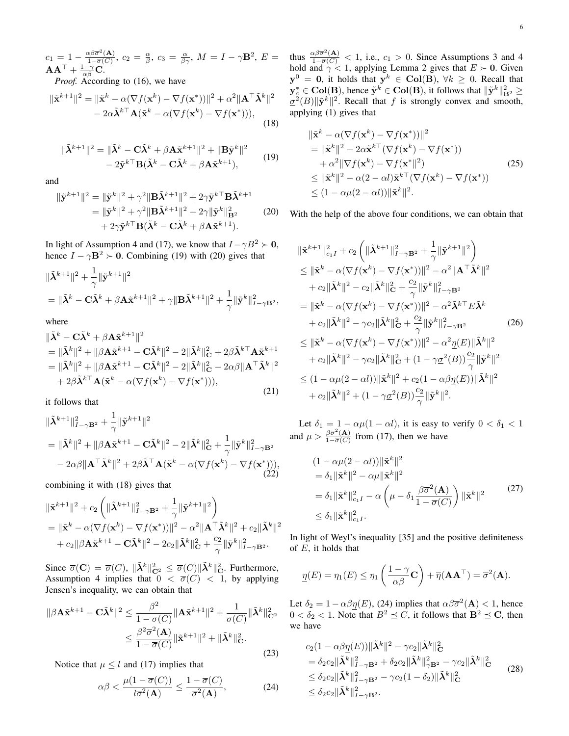$c_1 = 1 - \frac{\alpha\beta\overline{\sigma}^2(\mathbf{A})}{1-\overline{\sigma}(C)}$, $c_2 = \frac{\alpha}{\beta}$, $c_3 = \frac{\alpha}{\beta\gamma}$, $M = I - \gamma\mathbf{B}^2$, $E = \mathbf{A}\mathbf{A}^\top + \frac{1-\gamma}{\alpha\beta}\mathbf{C}$.

*Proof.* According to (16), we have

$$
\begin{aligned}
\|\tilde{\mathbf{x}}^{k+1}\|^2 = &\|\tilde{\mathbf{x}}^k - \alpha(\nabla f(\mathbf{x}^k) - \nabla f(\mathbf{x}^*))\|^2 + \alpha^2\|\mathbf{A}^\top\tilde{\boldsymbol{\lambda}}^k\|^2 \\
&- 2\alpha\tilde{\boldsymbol{\lambda}}^{k\top}\mathbf{A}(\tilde{\mathbf{x}}^k - \alpha(\nabla f(\mathbf{x}^k) - \nabla f(\mathbf{x}^*))),
\end{aligned}
\tag{18}
$$

$$
\begin{aligned}
\|\tilde{\boldsymbol{\lambda}}^{k+1}\|^2 = &\|\tilde{\boldsymbol{\lambda}}^k - \mathbf{C}\tilde{\boldsymbol{\lambda}}^k + \beta\mathbf{A}\tilde{\mathbf{x}}^{k+1}\|^2 + \|\mathbf{B}\tilde{\mathbf{y}}^k\|^2 \\
&- 2\tilde{\mathbf{y}}^{k\top}\mathbf{B}(\tilde{\boldsymbol{\lambda}}^k - \mathbf{C}\tilde{\boldsymbol{\lambda}}^k + \beta\mathbf{A}\tilde{\mathbf{x}}^{k+1}),
\end{aligned}
\tag{19}
$$

and

$$
\begin{aligned}
\|\tilde{\mathbf{y}}^{k+1}\|^2 &= \|\tilde{\mathbf{y}}^k\|^2 + \gamma^2\|\mathbf{B}\tilde{\boldsymbol{\lambda}}^{k+1}\|^2 + 2\gamma\tilde{\mathbf{y}}^{k\top}\mathbf{B}\tilde{\boldsymbol{\lambda}}^{k+1} \\
&= \|\tilde{\mathbf{y}}^k\|^2 + \gamma^2\|\mathbf{B}\tilde{\boldsymbol{\lambda}}^{k+1}\|^2 - 2\gamma\|\tilde{\mathbf{y}}^k\|^2_{\mathbf{B}^2} \\
&\quad + 2\gamma\tilde{\mathbf{y}}^{k\top}\mathbf{B}(\tilde{\boldsymbol{\lambda}}^k - \mathbf{C}\tilde{\boldsymbol{\lambda}}^k + \beta\mathbf{A}\tilde{\mathbf{x}}^{k+1}).
\end{aligned}
\tag{20}
$$

In light of Assumption 4 and (17), we know that $I - \gamma B^2 \succ \mathbf{0}$, hence $I - \gamma\mathbf{B}^2 \succ \mathbf{0}$. Combining (19) with (20) gives that

$$
\begin{aligned}
&\|\tilde{\boldsymbol{\lambda}}^{k+1}\|^2 + \frac{1}{\gamma}\|\tilde{\mathbf{y}}^{k+1}\|^2 \\
&= \|\tilde{\boldsymbol{\lambda}}^k - \mathbf{C}\tilde{\boldsymbol{\lambda}}^k + \beta\mathbf{A}\tilde{\mathbf{x}}^{k+1}\|^2 + \gamma\|\mathbf{B}\tilde{\boldsymbol{\lambda}}^{k+1}\|^2 + \frac{1}{\gamma}\|\tilde{\mathbf{y}}^k\|^2_{I-\gamma\mathbf{B}^2},
\end{aligned}
$$

where

$$
\begin{aligned}
&\|\tilde{\boldsymbol{\lambda}}^k - \mathbf{C}\tilde{\boldsymbol{\lambda}}^k + \beta\mathbf{A}\tilde{\mathbf{x}}^{k+1}\|^2 \\
&= \|\tilde{\boldsymbol{\lambda}}^k\|^2 + \|\beta\mathbf{A}\tilde{\mathbf{x}}^{k+1} - \mathbf{C}\tilde{\boldsymbol{\lambda}}^k\|^2 - 2\|\tilde{\boldsymbol{\lambda}}^k\|^2_{\mathbf{C}} + 2\beta\tilde{\boldsymbol{\lambda}}^{k\top}\mathbf{A}\tilde{\mathbf{x}}^{k+1} \\
&= \|\tilde{\boldsymbol{\lambda}}^k\|^2 + \|\beta\mathbf{A}\tilde{\mathbf{x}}^{k+1} - \mathbf{C}\tilde{\boldsymbol{\lambda}}^k\|^2 - 2\|\tilde{\boldsymbol{\lambda}}^k\|^2_{\mathbf{C}} - 2\alpha\beta\|\mathbf{A}^\top\tilde{\boldsymbol{\lambda}}^k\|^2 \\
&\quad + 2\beta\tilde{\boldsymbol{\lambda}}^{k\top}\mathbf{A}(\tilde{\mathbf{x}}^k - \alpha(\nabla f(\mathbf{x}^k) - \nabla f(\mathbf{x}^*))),
\end{aligned}
\tag{21}
$$

it follows that

$$
\begin{aligned}
&\|\tilde{\boldsymbol{\lambda}}^{k+1}\|^2_{I-\gamma\mathbf{B}^2} + \frac{1}{\gamma}\|\tilde{\mathbf{y}}^{k+1}\|^2 \\
&= \|\tilde{\boldsymbol{\lambda}}^k\|^2 + \|\beta\mathbf{A}\tilde{\mathbf{x}}^{k+1} - \mathbf{C}\tilde{\boldsymbol{\lambda}}^k\|^2 - 2\|\tilde{\boldsymbol{\lambda}}^k\|^2_{\mathbf{C}} + \frac{1}{\gamma}\|\tilde{\mathbf{y}}^k\|^2_{I-\gamma\mathbf{B}^2} \\
&\quad - 2\alpha\beta\|\mathbf{A}^\top\tilde{\boldsymbol{\lambda}}^k\|^2 + 2\beta\tilde{\boldsymbol{\lambda}}^\top\mathbf{A}(\tilde{\mathbf{x}}^k - \alpha(\nabla f(\mathbf{x}^k) - \nabla f(\mathbf{x}^*))),
\end{aligned}
\tag{22}
$$

combining it with (18) gives that

$$
\begin{aligned}
&\|\tilde{\mathbf{x}}^{k+1}\|^2 + c_2\left(\|\tilde{\boldsymbol{\lambda}}^{k+1}\|^2_{I-\gamma\mathbf{B}^2} + \frac{1}{\gamma}\|\tilde{\mathbf{y}}^{k+1}\|^2\right) \\
&= \|\tilde{\mathbf{x}}^k - \alpha(\nabla f(\mathbf{x}^k) - \nabla f(\mathbf{x}^*))\|^2 - \alpha^2\|\mathbf{A}^\top\tilde{\boldsymbol{\lambda}}^k\|^2 + c_2\|\tilde{\boldsymbol{\lambda}}^k\|^2 \\
&\quad + c_2\|\beta\mathbf{A}\tilde{\mathbf{x}}^{k+1} - \mathbf{C}\tilde{\boldsymbol{\lambda}}^k\|^2 - 2c_2\|\tilde{\boldsymbol{\lambda}}^k\|^2_{\mathbf{C}} + \frac{c_2}{\gamma}\|\tilde{\mathbf{y}}^k\|^2_{I-\gamma\mathbf{B}^2}.
\end{aligned}
$$

Since $\overline{\sigma}(\mathbf{C}) = \overline{\sigma}(C)$, $\|\tilde{\boldsymbol{\lambda}}^k\|^2_{\mathbf{C}^2} \leq \overline{\sigma}(C)\|\tilde{\boldsymbol{\lambda}}^k\|^2_{\mathbf{C}}$. Furthermore, Assumption 4 implies that $0 < \overline{\sigma}(C) < 1$, by applying Jensen's inequality, we can obtain that

$$
\begin{aligned}
\|\beta\mathbf{A}\tilde{\mathbf{x}}^{k+1} - \mathbf{C}\tilde{\boldsymbol{\lambda}}^k\|^2 &\leq \frac{\beta^2}{1-\overline{\sigma}(C)}\|\mathbf{A}\tilde{\mathbf{x}}^{k+1}\|^2 + \frac{1}{\overline{\sigma}(C)}\|\tilde{\boldsymbol{\lambda}}^k\|^2_{\mathbf{C}^2} \\
&\leq \frac{\beta^2\overline{\sigma}^2(\mathbf{A})}{1-\overline{\sigma}(C)}\|\tilde{\mathbf{x}}^{k+1}\|^2 + \|\tilde{\boldsymbol{\lambda}}^k\|^2_{\mathbf{C}}.
\end{aligned}
\tag{23}
$$

Notice that $\mu \leq l$ and (17) implies that

$$
\alpha\beta < \frac{\mu(1-\overline{\sigma}(C))}{l\overline{\sigma}^2(\mathbf{A})} \leq \frac{1-\overline{\sigma}(C)}{\overline{\sigma}^2(\mathbf{A})},
\tag{24}
$$

thus $\frac{\alpha\beta\overline{\sigma}^2(\mathbf{A})}{1-\overline{\sigma}(C)} < 1$, i.e., $c_1 > 0$. Since Assumptions 3 and 4 hold and $\gamma < 1$, applying Lemma 2 gives that $E \succ \mathbf{0}$. Given $\mathbf{y}^0 = \mathbf{0}$, it holds that $\mathbf{y}^k \in \mathbf{Col}(\mathbf{B})$, $\forall k \geq 0$. Recall that $\mathbf{y}_c^* \in \mathbf{Col}(\mathbf{B})$, hence $\tilde{\mathbf{y}}^k \in \mathbf{Col}(\mathbf{B})$, it follows that $\|\tilde{\mathbf{y}}^k\|^2_{\mathbf{B}^2} \geq \underline{\sigma}^2(B)\|\tilde{\mathbf{y}}^k\|^2$. Recall that $f$ is strongly convex and smooth, applying (1) gives that

$$
\begin{aligned}
&\|\tilde{\mathbf{x}}^k - \alpha(\nabla f(\mathbf{x}^k) - \nabla f(\mathbf{x}^*))\|^2 \\
&= \|\tilde{\mathbf{x}}^k\|^2 - 2\alpha\tilde{\mathbf{x}}^{k\top}(\nabla f(\mathbf{x}^k) - \nabla f(\mathbf{x}^*)) \\
&\quad + \alpha^2\|\nabla f(\mathbf{x}^k) - \nabla f(\mathbf{x}^*\|^2) \\
&\leq \|\tilde{\mathbf{x}}^k\|^2 - \alpha(2-\alpha l)\tilde{\mathbf{x}}^{k\top}(\nabla f(\mathbf{x}^k) - \nabla f(\mathbf{x}^*)) \\
&\leq (1 - \alpha\mu(2-\alpha l))\|\tilde{\mathbf{x}}^k\|^2.
\end{aligned}
\tag{25}
$$

With the help of the above four conditions, we can obtain that

$$
\begin{aligned}
&\|\tilde{\mathbf{x}}^{k+1}\|^2_{c_1 I} + c_2\left(\|\tilde{\boldsymbol{\lambda}}^{k+1}\|^2_{I-\gamma\mathbf{B}^2} + \frac{1}{\gamma}\|\tilde{\mathbf{y}}^{k+1}\|^2\right) \\
&\leq \|\tilde{\mathbf{x}}^k - \alpha(\nabla f(\mathbf{x}^k) - \nabla f(\mathbf{x}^*))\|^2 - \alpha^2\|\mathbf{A}^\top\tilde{\boldsymbol{\lambda}}^k\|^2 \\
&\quad + c_2\|\tilde{\boldsymbol{\lambda}}^k\|^2 - c_2\|\tilde{\boldsymbol{\lambda}}^k\|^2_{\mathbf{C}} + \frac{c_2}{\gamma}\|\tilde{\mathbf{y}}^k\|^2_{I-\gamma\mathbf{B}^2} \\
&= \|\tilde{\mathbf{x}}^k - \alpha(\nabla f(\mathbf{x}^k) - \nabla f(\mathbf{x}^*))\|^2 - \alpha^2\tilde{\boldsymbol{\lambda}}^{k\top}E\tilde{\boldsymbol{\lambda}}^k \\
&\quad + c_2\|\tilde{\boldsymbol{\lambda}}^k\|^2 - \gamma c_2\|\tilde{\boldsymbol{\lambda}}^k\|^2_{\mathbf{C}} + \frac{c_2}{\gamma}\|\tilde{\mathbf{y}}^k\|^2_{I-\gamma\mathbf{B}^2} \\
&\leq \|\tilde{\mathbf{x}}^k - \alpha(\nabla f(\mathbf{x}^k) - \nabla f(\mathbf{x}^*))\|^2 - \alpha^2\underline{\eta}(E)\|\tilde{\boldsymbol{\lambda}}^k\|^2 \\
&\quad + c_2\|\tilde{\boldsymbol{\lambda}}^k\|^2 - \gamma c_2\|\tilde{\boldsymbol{\lambda}}^k\|^2_{\mathbf{C}} + (1-\gamma\underline{\sigma}^2(B))\frac{c_2}{\gamma}\|\tilde{\mathbf{y}}^k\|^2 \\
&\leq (1-\alpha\mu(2-\alpha l))\|\tilde{\mathbf{x}}^k\|^2 + c_2(1-\alpha\beta\underline{\eta}(E))\|\tilde{\boldsymbol{\lambda}}^k\|^2 \\
&\quad + c_2\|\tilde{\boldsymbol{\lambda}}^k\|^2 + (1-\gamma\underline{\sigma}^2(B))\frac{c_2}{\gamma}\|\tilde{\mathbf{y}}^k\|^2.
\end{aligned}
\tag{26}
$$

Let $\delta_1 = 1 - \alpha\mu(1-\alpha l)$, it is easy to verify $0 < \delta_1 < 1$ and $\mu > \frac{\beta\overline{\sigma}^2(\mathbf{A})}{1-\overline{\sigma}(C)}$ from (17), then we have

$$
\begin{aligned}
&(1-\alpha\mu(2-\alpha l))\|\tilde{\mathbf{x}}^k\|^2 \\
&= \delta_1\|\tilde{\mathbf{x}}^k\|^2 - \alpha\mu\|\tilde{\mathbf{x}}^k\|^2 \\
&= \delta_1\|\tilde{\mathbf{x}}^k\|^2_{c_1 I} - \alpha\left(\mu - \delta_1\frac{\beta\overline{\sigma}^2(\mathbf{A})}{1-\overline{\sigma}(C)}\right)\|\tilde{\mathbf{x}}^k\|^2 \\
&\leq \delta_1\|\tilde{\mathbf{x}}^k\|^2_{c_1 I}.
\end{aligned}
\tag{27}
$$

In light of Weyl's inequality [35] and the positive definiteness of $E$, it holds that

$$
\underline{\eta}(E) = \eta_1(E) \leq \eta_1\left(\frac{1-\gamma}{\alpha\beta}\mathbf{C}\right) + \overline{\eta}(\mathbf{A}\mathbf{A}^\top) = \overline{\sigma}^2(\mathbf{A}).
$$

Let $\delta_2 = 1 - \alpha\beta\underline{\eta}(E)$, (24) implies that $\alpha\beta\overline{\sigma}^2(\mathbf{A}) < 1$, hence $0 < \delta_2 < 1$. Note that $B^2 \preceq C$, it follows that $\mathbf{B}^2 \preceq \mathbf{C}$, then we have

$$
\begin{aligned}
&c_2(1-\alpha\beta\eta(E))\|\tilde{\boldsymbol{\lambda}}^k\|^2 - \gamma c_2\|\tilde{\boldsymbol{\lambda}}^k\|^2_{\mathbf{C}} \\
&= \delta_2 c_2\|\tilde{\boldsymbol{\lambda}}^k\|^2_{I-\gamma\mathbf{B}^2} + \delta_2 c_2\|\tilde{\boldsymbol{\lambda}}^k\|^2_{\gamma\mathbf{B}^2} - \gamma c_2\|\tilde{\boldsymbol{\lambda}}^k\|^2_{\mathbf{C}} \\
&\leq \delta_2 c_2\|\tilde{\boldsymbol{\lambda}}^k\|^2_{I-\gamma\mathbf{B}^2} - \gamma c_2(1-\delta_2)\|\tilde{\boldsymbol{\lambda}}^k\|^2_{\mathbf{C}} \\
&\leq \delta_2 c_2\|\tilde{\boldsymbol{\lambda}}^k\|^2_{I-\gamma\mathbf{B}^2}.
\end{aligned}
\tag{28}
$$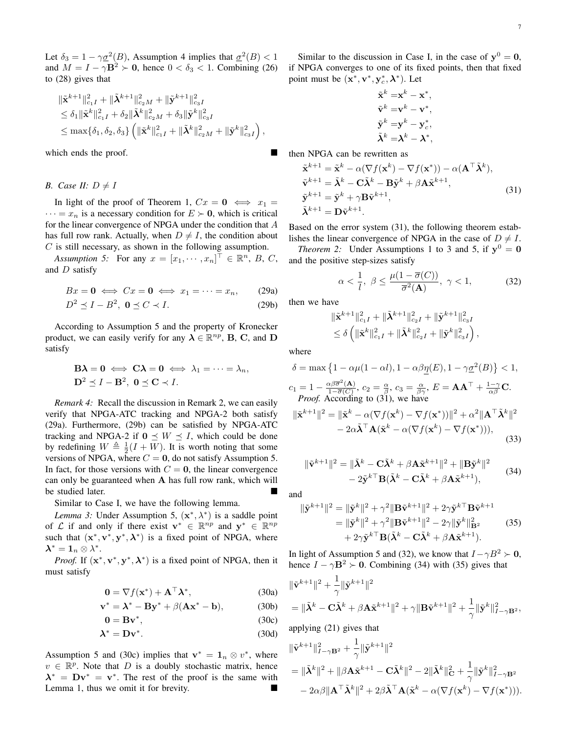Let $\delta_3 = 1 - \gamma\underline{\sigma}^2(B)$, Assumption 4 implies that $\underline{\sigma}^2(B) < 1$ and $M = I - \gamma\mathbf{B}^2 \succ \mathbf{0}$, hence $0 < \delta_3 < 1$. Combining (26) to (28) gives that

$$
\begin{aligned}
&\|\tilde{\mathbf{x}}^{k+1}\|_{c_1 I}^2 + \|\tilde{\boldsymbol{\lambda}}^{k+1}\|_{c_2 M}^2 + \|\tilde{\mathbf{y}}^{k+1}\|_{c_3 I}^2 \\
&\leq \delta_1 \|\tilde{\mathbf{x}}^{k}\|_{c_1 I}^2 + \delta_2 \|\tilde{\boldsymbol{\lambda}}^{k}\|_{c_2 M}^2 + \delta_3 \|\tilde{\mathbf{y}}^{k}\|_{c_3 I}^2 \\
&\leq \max\{\delta_1, \delta_2, \delta_3\} \left( \|\tilde{\mathbf{x}}^{k}\|_{c_1 I}^2 + \|\tilde{\boldsymbol{\lambda}}^{k}\|_{c_2 M}^2 + \|\tilde{\mathbf{y}}^{k}\|_{c_3 I}^2 \right),
\end{aligned}
$$

which ends the proof. ■

### B. Case II: $D \neq I$

In light of the proof of Theorem 1, $Cx = \mathbf{0} \iff x_1 = \cdots = x_n$ is a necessary condition for $E \succ \mathbf{0}$, which is critical for the linear convergence of NPGA under the condition that $A$ has full row rank. Actually, when $D \neq I$, the condition about $C$ is still necessary, as shown in the following assumption.

*Assumption 5:* For any $x = [x_1, \cdots, x_n]^\top \in \mathbb{R}^n$, $B$, $C$, and $D$ satisfy

$$
Bx = \mathbf{0} \iff Cx = \mathbf{0} \iff x_1 = \cdots = x_n, \tag{29a}
$$

$$
D^2 \preceq I - B^2, \ \mathbf{0} \preceq C \prec I. \tag{29b}
$$

According to Assumption 5 and the property of Kronecker product, we can easily verify for any $\boldsymbol{\lambda} \in \mathbb{R}^{np}$, $\mathbf{B}$, $\mathbf{C}$, and $\mathbf{D}$ satisfy

$$
\begin{aligned}
&\mathbf{B}\boldsymbol{\lambda} = \mathbf{0} \iff \mathbf{C}\boldsymbol{\lambda} = \mathbf{0} \iff \lambda_1 = \cdots = \lambda_n, \\
&\mathbf{D}^2 \preceq I - \mathbf{B}^2, \ \mathbf{0} \preceq \mathbf{C} \prec I.
\end{aligned}
$$

*Remark 4:* Recall the discussion in Remark 2, we can easily verify that NPGA-ATC tracking and NPGA-2 both satisfy (29a). Furthermore, (29b) can be satisfied by NPGA-ATC tracking and NPGA-2 if $\mathbf{0} \preceq W \preceq I$, which could be done by redefining $W \triangleq \frac{1}{2}(I + W)$. It is worth noting that some versions of NPGA, where $C = \mathbf{0}$, do not satisfy Assumption 5. In fact, for those versions with $C = \mathbf{0}$, the linear convergence can only be guaranteed when $\mathbf{A}$ has full row rank, which will be studied later. ■

Similar to Case I, we have the following lemma.

*Lemma 3:* Under Assumption 5, $(\mathbf{x}^*, \lambda^*)$ is a saddle point of $\mathcal{L}$ if and only if there exist $\mathbf{v}^* \in \mathbb{R}^{np}$ and $\mathbf{y}^* \in \mathbb{R}^{np}$ such that $(\mathbf{x}^*, \mathbf{v}^*, \mathbf{y}^*, \boldsymbol{\lambda}^*)$ is a fixed point of NPGA, where $\boldsymbol{\lambda}^* = \mathbf{1}_n \otimes \lambda^*$.

*Proof.* If $(\mathbf{x}^*, \mathbf{v}^*, \mathbf{y}^*, \boldsymbol{\lambda}^*)$ is a fixed point of NPGA, then it must satisfy

$$
\mathbf{0} = \nabla f(\mathbf{x}^*) + \mathbf{A}^\top \boldsymbol{\lambda}^*, \tag{30a}
$$

$$
\mathbf{v}^* = \boldsymbol{\lambda}^* - \mathbf{B}\mathbf{y}^* + \beta(\mathbf{A}\mathbf{x}^* - \mathbf{b}), \tag{30b}
$$

$$
\mathbf{0} = \mathbf{B}\mathbf{v}^*, \tag{30c}
$$

$$
\boldsymbol{\lambda}^* = \mathbf{D}\mathbf{v}^*. \tag{30d}
$$

Assumption 5 and (30c) implies that $\mathbf{v}^* = \mathbf{1}_n \otimes v^*$, where $v \in \mathbb{R}^p$. Note that $D$ is a doubly stochastic matrix, hence $\boldsymbol{\lambda}^* = \mathbf{D}\mathbf{v}^* = \mathbf{v}^*$. The rest of the proof is the same with Lemma 1, thus we omit it for brevity. ■

Similar to the discussion in Case I, in the case of $\mathbf{y}^0 = \mathbf{0}$, if NPGA converges to one of its fixed points, then that fixed point must be $(\mathbf{x}^*, \mathbf{v}^*, \mathbf{y}_c^*, \boldsymbol{\lambda}^*)$. Let

$$
\begin{aligned}
\tilde{\mathbf{x}}^k &= \mathbf{x}^k - \mathbf{x}^*, \\
\tilde{\mathbf{v}}^k &= \mathbf{v}^k - \mathbf{v}^*, \\
\tilde{\mathbf{y}}^k &= \mathbf{y}^k - \mathbf{y}_c^*, \\
\tilde{\boldsymbol{\lambda}}^k &= \boldsymbol{\lambda}^k - \boldsymbol{\lambda}^*,
\end{aligned}
$$

then NPGA can be rewritten as

$$
\begin{aligned}
\tilde{\mathbf{x}}^{k+1} &= \tilde{\mathbf{x}}^k - \alpha(\nabla f(\mathbf{x}^k) - \nabla f(\mathbf{x}^*)) - \alpha(\mathbf{A}^\top \tilde{\boldsymbol{\lambda}}^k), \\
\tilde{\mathbf{v}}^{k+1} &= \tilde{\boldsymbol{\lambda}}^k - \mathbf{C}\tilde{\boldsymbol{\lambda}}^k - \mathbf{B}\tilde{\mathbf{y}}^k + \beta\mathbf{A}\tilde{\mathbf{x}}^{k+1}, \\
\tilde{\mathbf{y}}^{k+1} &= \tilde{\mathbf{y}}^k + \gamma\mathbf{B}\tilde{\mathbf{v}}^{k+1}, \\
\tilde{\boldsymbol{\lambda}}^{k+1} &= \mathbf{D}\tilde{\mathbf{v}}^{k+1}.
\end{aligned} \tag{31}
$$

Based on the error system (31), the following theorem establishes the linear convergence of NPGA in the case of $D \neq I$.

*Theorem 2:* Under Assumptions 1 to 3 and 5, if $\mathbf{y}^0 = \mathbf{0}$ and the positive step-sizes satisfy

$$
\alpha < \frac{1}{l}, \ \beta \leq \frac{\mu(1 - \overline{\sigma}(C))}{\overline{\sigma}^2(\mathbf{A})}, \ \gamma < 1, \tag{32}
$$

then we have

$$
\begin{aligned}
&\|\tilde{\mathbf{x}}^{k+1}\|_{c_1 I}^2 + \|\tilde{\boldsymbol{\lambda}}^{k+1}\|_{c_2 I}^2 + \|\tilde{\mathbf{y}}^{k+1}\|_{c_3 I}^2 \\
&\leq \delta \left( \|\tilde{\mathbf{x}}^{k}\|_{c_1 I}^2 + \|\tilde{\boldsymbol{\lambda}}^{k}\|_{c_2 I}^2 + \|\tilde{\mathbf{y}}^{k}\|_{c_3 I}^2 \right),
\end{aligned}
$$

where

$$
\delta = \max\left\{1 - \alpha\mu(1 - \alpha l), 1 - \alpha\beta\underline{\eta}(E), 1 - \gamma\underline{\sigma}^2(B)\right\} < 1,
$$

$c_1 = 1 - \frac{\alpha\beta\overline{\sigma}^2(\mathbf{A})}{1 - \overline{\sigma}(C)}$, $c_2 = \frac{\alpha}{\beta}$, $c_3 = \frac{\alpha}{\beta\gamma}$, $E = \mathbf{A}\mathbf{A}^\top + \frac{1-\gamma}{\alpha\beta}\mathbf{C}$.

*Proof.* According to (31), we have

$$
\begin{aligned}
\|\tilde{\mathbf{x}}^{k+1}\|^2 = &\|\tilde{\mathbf{x}}^k - \alpha(\nabla f(\mathbf{x}^k) - \nabla f(\mathbf{x}^*))\|^2 + \alpha^2\|\mathbf{A}^\top \tilde{\boldsymbol{\lambda}}^k\|^2 \\
&- 2\alpha\tilde{\boldsymbol{\lambda}}^\top \mathbf{A}(\tilde{\mathbf{x}}^k - \alpha(\nabla f(\mathbf{x}^k) - \nabla f(\mathbf{x}^*))),
\end{aligned} \tag{33}
$$

$$
\begin{aligned}
\|\tilde{\mathbf{v}}^{k+1}\|^2 = &\|\tilde{\boldsymbol{\lambda}}^k - \mathbf{C}\tilde{\boldsymbol{\lambda}}^k + \beta\mathbf{A}\tilde{\mathbf{x}}^{k+1}\|^2 + \|\mathbf{B}\tilde{\mathbf{y}}^k\|^2 \\
&- 2\tilde{\mathbf{y}}^{k\top}\mathbf{B}(\tilde{\boldsymbol{\lambda}}^k - \mathbf{C}\tilde{\boldsymbol{\lambda}}^k + \beta\mathbf{A}\tilde{\mathbf{x}}^{k+1}),
\end{aligned} \tag{34}
$$

and

$$
\begin{aligned}
\|\tilde{\mathbf{y}}^{k+1}\|^2 &= \|\tilde{\mathbf{y}}^k\|^2 + \gamma^2\|\mathbf{B}\tilde{\mathbf{v}}^{k+1}\|^2 + 2\gamma\tilde{\mathbf{y}}^{k\top}\mathbf{B}\tilde{\mathbf{v}}^{k+1} \\
&= \|\tilde{\mathbf{y}}^k\|^2 + \gamma^2\|\mathbf{B}\tilde{\mathbf{v}}^{k+1}\|^2 - 2\gamma\|\tilde{\mathbf{y}}^k\|_{\mathbf{B}^2}^2 \\
&\quad + 2\gamma\tilde{\mathbf{y}}^{k\top}\mathbf{B}(\tilde{\boldsymbol{\lambda}}^k - \mathbf{C}\tilde{\boldsymbol{\lambda}}^k + \beta\mathbf{A}\tilde{\mathbf{x}}^{k+1}).
\end{aligned} \tag{35}
$$

In light of Assumption 5 and (32), we know that $I - \gamma B^2 \succ \mathbf{0}$, hence $I - \gamma\mathbf{B}^2 \succ \mathbf{0}$. Combining (34) with (35) gives that

$$
\begin{aligned}
&\|\tilde{\mathbf{v}}^{k+1}\|^2 + \frac{1}{\gamma}\|\tilde{\mathbf{y}}^{k+1}\|^2 \\
&= \|\tilde{\boldsymbol{\lambda}}^k - \mathbf{C}\tilde{\boldsymbol{\lambda}}^k + \beta\mathbf{A}\tilde{\mathbf{x}}^{k+1}\|^2 + \gamma\|\mathbf{B}\tilde{\mathbf{v}}^{k+1}\|^2 + \frac{1}{\gamma}\|\tilde{\mathbf{y}}^k\|_{I - \gamma\mathbf{B}^2}^2,
\end{aligned}
$$

applying (21) gives that

$$
\begin{aligned}
&\|\tilde{\mathbf{v}}^{k+1}\|_{I - \gamma\mathbf{B}^2}^2 + \frac{1}{\gamma}\|\tilde{\mathbf{y}}^{k+1}\|^2 \\
&= \|\tilde{\boldsymbol{\lambda}}^k\|^2 + \|\beta\mathbf{A}\tilde{\mathbf{x}}^{k+1} - \mathbf{C}\tilde{\boldsymbol{\lambda}}^k\|^2 - 2\|\tilde{\boldsymbol{\lambda}}^k\|_{\mathbf{C}}^2 + \frac{1}{\gamma}\|\tilde{\mathbf{y}}^k\|_{I - \gamma\mathbf{B}^2}^2 \\
&\quad - 2\alpha\beta\|\mathbf{A}^\top \tilde{\boldsymbol{\lambda}}^k\|^2 + 2\beta\tilde{\boldsymbol{\lambda}}^\top \mathbf{A}(\tilde{\mathbf{x}}^k - \alpha(\nabla f(\mathbf{x}^k) - \nabla f(\mathbf{x}^*))).
\end{aligned}
$$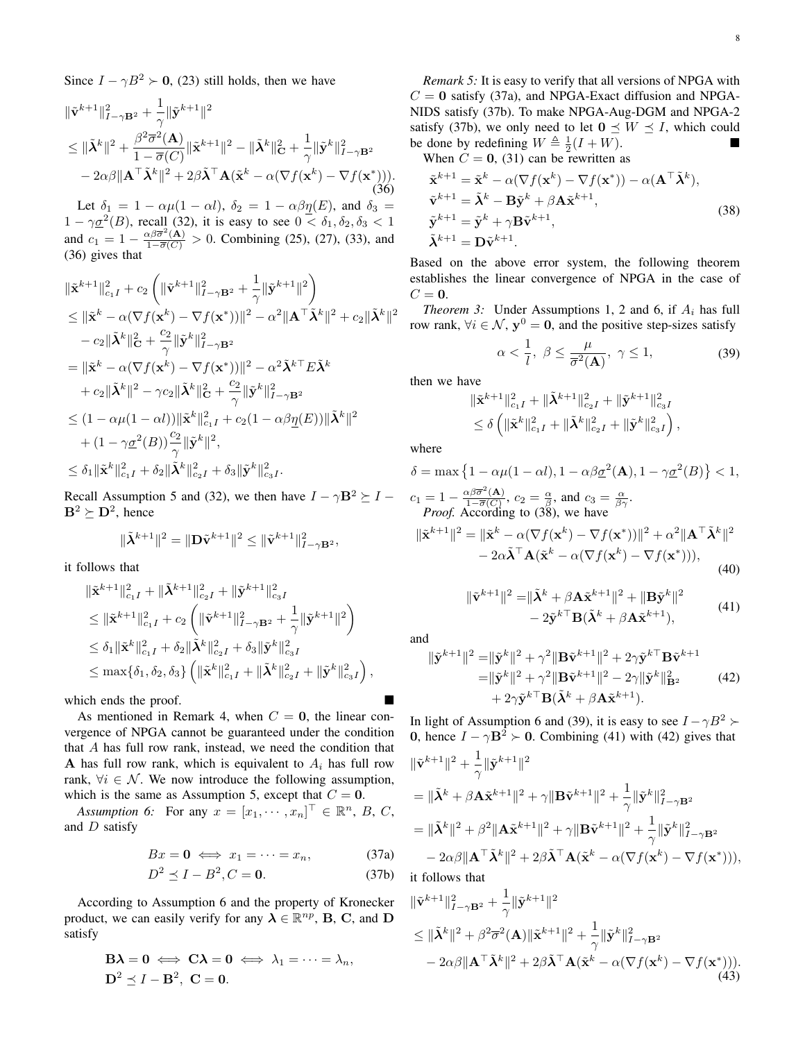Since $I - \gamma B^2 \succ \mathbf{0}$, (23) still holds, then we have

$$
\begin{aligned}
&\|\tilde{\mathbf{v}}^{k+1}\|^2_{I-\gamma\mathbf{B}^2} + \frac{1}{\gamma}\|\tilde{\mathbf{y}}^{k+1}\|^2 \\
&\leq \|\tilde{\boldsymbol{\lambda}}^k\|^2 + \frac{\beta^2\overline{\sigma}^2(\mathbf{A})}{1-\overline{\sigma}(C)}\|\tilde{\mathbf{x}}^{k+1}\|^2 - \|\tilde{\boldsymbol{\lambda}}^k\|^2_{\mathbf{C}} + \frac{1}{\gamma}\|\tilde{\mathbf{y}}^k\|^2_{I-\gamma\mathbf{B}^2} \\
&\quad - 2\alpha\beta\|\mathbf{A}^\top\tilde{\boldsymbol{\lambda}}^k\|^2 + 2\beta\tilde{\boldsymbol{\lambda}}^\top\mathbf{A}(\tilde{\mathbf{x}}^k - \alpha(\nabla f(\mathbf{x}^k) - \nabla f(\mathbf{x}^*))).
\end{aligned} \tag{36}
$$

Let $\delta_1 = 1 - \alpha\mu(1-\alpha l)$, $\delta_2 = 1 - \alpha\beta\underline{\eta}(E)$, and $\delta_3 = 1 - \gamma\underline{\sigma}^2(B)$, recall (32), it is easy to see $0 < \delta_1, \delta_2, \delta_3 < 1$ and $c_1 = 1 - \frac{\alpha\beta\overline{\sigma}^2(\mathbf{A})}{1-\overline{\sigma}(C)} > 0$. Combining (25), (27), (33), and (36) gives that

$$
\begin{aligned}
&\|\tilde{\mathbf{x}}^{k+1}\|^2_{c_1 I} + c_2\left(\|\tilde{\mathbf{v}}^{k+1}\|^2_{I-\gamma\mathbf{B}^2} + \frac{1}{\gamma}\|\tilde{\mathbf{y}}^{k+1}\|^2\right) \\
&\leq \|\tilde{\mathbf{x}}^k - \alpha(\nabla f(\mathbf{x}^k) - \nabla f(\mathbf{x}^*))\|^2 - \alpha^2\|\mathbf{A}^\top\tilde{\boldsymbol{\lambda}}^k\|^2 + c_2\|\tilde{\boldsymbol{\lambda}}^k\|^2 \\
&\quad - c_2\|\tilde{\boldsymbol{\lambda}}^k\|^2_{\mathbf{C}} + \frac{c_2}{\gamma}\|\tilde{\mathbf{y}}^k\|^2_{I-\gamma\mathbf{B}^2} \\
&= \|\tilde{\mathbf{x}}^k - \alpha(\nabla f(\mathbf{x}^k) - \nabla f(\mathbf{x}^*))\|^2 - \alpha^2\tilde{\boldsymbol{\lambda}}^{k\top}E\tilde{\boldsymbol{\lambda}}^k \\
&\quad + c_2\|\tilde{\boldsymbol{\lambda}}^k\|^2 - \gamma c_2\|\tilde{\boldsymbol{\lambda}}^k\|^2_{\mathbf{C}} + \frac{c_2}{\gamma}\|\tilde{\mathbf{y}}^k\|^2_{I-\gamma\mathbf{B}^2} \\
&\leq (1-\alpha\mu(1-\alpha l))\|\tilde{\mathbf{x}}^k\|^2_{c_1 I} + c_2(1-\alpha\beta\underline{\eta}(E))\|\tilde{\boldsymbol{\lambda}}^k\|^2 \\
&\quad + (1-\gamma\underline{\sigma}^2(B))\frac{c_2}{\gamma}\|\tilde{\mathbf{y}}^k\|^2, \\
&\leq \delta_1\|\tilde{\mathbf{x}}^k\|^2_{c_1 I} + \delta_2\|\tilde{\boldsymbol{\lambda}}^k\|^2_{c_2 I} + \delta_3\|\tilde{\mathbf{y}}^k\|^2_{c_3 I}.
\end{aligned}
$$

Recall Assumption 5 and (32), we then have $I - \gamma\mathbf{B}^2 \succeq I - \mathbf{B}^2 \succeq \mathbf{D}^2$, hence

$$
\|\tilde{\boldsymbol{\lambda}}^{k+1}\|^2 = \|\mathbf{D}\tilde{\mathbf{v}}^{k+1}\|^2 \leq \|\tilde{\mathbf{v}}^{k+1}\|^2_{I-\gamma\mathbf{B}^2},
$$

it follows that

$$
\begin{aligned}
&\|\tilde{\mathbf{x}}^{k+1}\|^2_{c_1 I} + \|\tilde{\boldsymbol{\lambda}}^{k+1}\|^2_{c_2 I} + \|\tilde{\mathbf{y}}^{k+1}\|^2_{c_3 I} \\
&\leq \|\tilde{\mathbf{x}}^{k+1}\|^2_{c_1 I} + c_2\left(\|\tilde{\mathbf{v}}^{k+1}\|^2_{I-\gamma\mathbf{B}^2} + \frac{1}{\gamma}\|\tilde{\mathbf{y}}^{k+1}\|^2\right) \\
&\leq \delta_1\|\tilde{\mathbf{x}}^k\|^2_{c_1 I} + \delta_2\|\tilde{\boldsymbol{\lambda}}^k\|^2_{c_2 I} + \delta_3\|\tilde{\mathbf{y}}^k\|^2_{c_3 I} \\
&\leq \max\{\delta_1, \delta_2, \delta_3\}\left(\|\tilde{\mathbf{x}}^k\|^2_{c_1 I} + \|\tilde{\boldsymbol{\lambda}}^k\|^2_{c_2 I} + \|\tilde{\mathbf{y}}^k\|^2_{c_3 I}\right),
\end{aligned}
$$

which ends the proof. ∎

As mentioned in Remark 4, when $C = \mathbf{0}$, the linear convergence of NPGA cannot be guaranteed under the condition that $A$ has full row rank, instead, we need the condition that $\mathbf{A}$ has full row rank, which is equivalent to $A_i$ has full row rank, $\forall i \in \mathcal{N}$. We now introduce the following assumption, which is the same as Assumption 5, except that $C = \mathbf{0}$.

*Assumption 6:* For any $x = [x_1, \cdots, x_n]^\top \in \mathbb{R}^n$, $B$, $C$, and $D$ satisfy

$$
Bx = \mathbf{0} \iff x_1 = \cdots = x_n, \tag{37a}
$$

$$
D^2 \preceq I - B^2, C = \mathbf{0}. \tag{37b}
$$

According to Assumption 6 and the property of Kronecker product, we can easily verify for any $\boldsymbol{\lambda} \in \mathbb{R}^{np}$, $\mathbf{B}$, $\mathbf{C}$, and $\mathbf{D}$ satisfy

$$
\begin{aligned}
&\mathbf{B}\boldsymbol{\lambda} = \mathbf{0} \iff \mathbf{C}\boldsymbol{\lambda} = \mathbf{0} \iff \lambda_1 = \cdots = \lambda_n, \\
&\mathbf{D}^2 \preceq I - \mathbf{B}^2, \ \mathbf{C} = \mathbf{0}.
\end{aligned}
$$

*Remark 5:* It is easy to verify that all versions of NPGA with $C = \mathbf{0}$ satisfy (37a), and NPGA-Exact diffusion and NPGA-NIDS satisfy (37b). To make NPGA-Aug-DGM and NPGA-2 satisfy (37b), we only need to let $\mathbf{0} \preceq W \preceq I$, which could be done by redefining $W \triangleq \frac{1}{2}(I + W)$. ∎

When $C = \mathbf{0}$, (31) can be rewritten as

$$
\begin{aligned}
\tilde{\mathbf{x}}^{k+1} &= \tilde{\mathbf{x}}^k - \alpha(\nabla f(\mathbf{x}^k) - \nabla f(\mathbf{x}^*)) - \alpha(\mathbf{A}^\top\tilde{\boldsymbol{\lambda}}^k), \\
\tilde{\mathbf{v}}^{k+1} &= \tilde{\boldsymbol{\lambda}}^k - \mathbf{B}\tilde{\mathbf{y}}^k + \beta\mathbf{A}\tilde{\mathbf{x}}^{k+1}, \\
\tilde{\mathbf{y}}^{k+1} &= \tilde{\mathbf{y}}^k + \gamma\mathbf{B}\tilde{\mathbf{v}}^{k+1}, \\
\tilde{\boldsymbol{\lambda}}^{k+1} &= \mathbf{D}\tilde{\mathbf{v}}^{k+1}.
\end{aligned} \tag{38}
$$

Based on the above error system, the following theorem establishes the linear convergence of NPGA in the case of $C = \mathbf{0}$.

*Theorem 3:* Under Assumptions 1, 2 and 6, if $A_i$ has full row rank, $\forall i \in \mathcal{N}$, $\mathbf{y}^0 = \mathbf{0}$, and the positive step-sizes satisfy

$$
\alpha < \frac{1}{l}, \ \beta \leq \frac{\mu}{\overline{\sigma}^2(\mathbf{A})}, \ \gamma \leq 1, \tag{39}
$$

then we have

$$
\begin{aligned}
&\|\tilde{\mathbf{x}}^{k+1}\|^2_{c_1 I} + \|\tilde{\boldsymbol{\lambda}}^{k+1}\|^2_{c_2 I} + \|\tilde{\mathbf{y}}^{k+1}\|^2_{c_3 I} \\
&\leq \delta\left(\|\tilde{\mathbf{x}}^k\|^2_{c_1 I} + \|\tilde{\boldsymbol{\lambda}}^k\|^2_{c_2 I} + \|\tilde{\mathbf{y}}^k\|^2_{c_3 I}\right),
\end{aligned}
$$

where

$$
\delta = \max\left\{1 - \alpha\mu(1-\alpha l), 1 - \alpha\beta\underline{\sigma}^2(\mathbf{A}), 1 - \gamma\underline{\sigma}^2(B)\right\} < 1,
$$

$c_1 = 1 - \frac{\alpha\beta\overline{\sigma}^2(\mathbf{A})}{1-\overline{\sigma}(C)}$, $c_2 = \frac{\alpha}{\beta}$, and $c_3 = \frac{\alpha}{\beta\gamma}$.

*Proof.* According to (38), we have

$$
\begin{aligned}
\|\tilde{\mathbf{x}}^{k+1}\|^2 &= \|\tilde{\mathbf{x}}^k - \alpha(\nabla f(\mathbf{x}^k) - \nabla f(\mathbf{x}^*))\|^2 + \alpha^2\|\mathbf{A}^\top\tilde{\boldsymbol{\lambda}}^k\|^2 \\
&\quad - 2\alpha\tilde{\boldsymbol{\lambda}}^\top\mathbf{A}(\tilde{\mathbf{x}}^k - \alpha(\nabla f(\mathbf{x}^k) - \nabla f(\mathbf{x}^*))),
\end{aligned} \tag{40}
$$

$$
\begin{aligned}
\|\tilde{\mathbf{v}}^{k+1}\|^2 = &\|\tilde{\boldsymbol{\lambda}}^k + \beta\mathbf{A}\tilde{\mathbf{x}}^{k+1}\|^2 + \|\mathbf{B}\tilde{\mathbf{y}}^k\|^2 \\
&- 2\tilde{\mathbf{y}}^{k\top}\mathbf{B}(\tilde{\boldsymbol{\lambda}}^k + \beta\mathbf{A}\tilde{\mathbf{x}}^{k+1}),
\end{aligned} \tag{41}
$$

and

$$
\begin{aligned}
\|\tilde{\mathbf{y}}^{k+1}\|^2 = &\|\tilde{\mathbf{y}}^k\|^2 + \gamma^2\|\mathbf{B}\tilde{\mathbf{v}}^{k+1}\|^2 + 2\gamma\tilde{\mathbf{y}}^{k\top}\mathbf{B}\tilde{\mathbf{v}}^{k+1} \\
= &\|\tilde{\mathbf{y}}^k\|^2 + \gamma^2\|\mathbf{B}\tilde{\mathbf{v}}^{k+1}\|^2 - 2\gamma\|\tilde{\mathbf{y}}^k\|^2_{\mathbf{B}^2} \\
&+ 2\gamma\tilde{\mathbf{y}}^{k\top}\mathbf{B}(\tilde{\boldsymbol{\lambda}}^k + \beta\mathbf{A}\tilde{\mathbf{x}}^{k+1}).
\end{aligned} \tag{42}
$$

In light of Assumption 6 and (39), it is easy to see $I - \gamma B^2 \succ \mathbf{0}$, hence $I - \gamma\mathbf{B}^2 \succ \mathbf{0}$. Combining (41) with (42) gives that

$$
\begin{aligned}
&\|\tilde{\mathbf{v}}^{k+1}\|^2 + \frac{1}{\gamma}\|\tilde{\mathbf{y}}^{k+1}\|^2 \\
&= \|\tilde{\boldsymbol{\lambda}}^k + \beta\mathbf{A}\tilde{\mathbf{x}}^{k+1}\|^2 + \gamma\|\mathbf{B}\tilde{\mathbf{v}}^{k+1}\|^2 + \frac{1}{\gamma}\|\tilde{\mathbf{y}}^k\|^2_{I-\gamma\mathbf{B}^2} \\
&= \|\tilde{\boldsymbol{\lambda}}^k\|^2 + \beta^2\|\mathbf{A}\tilde{\mathbf{x}}^{k+1}\|^2 + \gamma\|\mathbf{B}\tilde{\mathbf{v}}^{k+1}\|^2 + \frac{1}{\gamma}\|\tilde{\mathbf{y}}^k\|^2_{I-\gamma\mathbf{B}^2} \\
&\quad - 2\alpha\beta\|\mathbf{A}^\top\tilde{\boldsymbol{\lambda}}^k\|^2 + 2\beta\tilde{\boldsymbol{\lambda}}^\top\mathbf{A}(\tilde{\mathbf{x}}^k - \alpha(\nabla f(\mathbf{x}^k) - \nabla f(\mathbf{x}^*))),
\end{aligned}
$$

it follows that

$$
\begin{aligned}
&\|\tilde{\mathbf{v}}^{k+1}\|^2_{I-\gamma\mathbf{B}^2} + \frac{1}{\gamma}\|\tilde{\mathbf{y}}^{k+1}\|^2 \\
&\leq \|\tilde{\boldsymbol{\lambda}}^k\|^2 + \beta^2\overline{\sigma}^2(\mathbf{A})\|\tilde{\mathbf{x}}^{k+1}\|^2 + \frac{1}{\gamma}\|\tilde{\mathbf{y}}^k\|^2_{I-\gamma\mathbf{B}^2} \\
&\quad - 2\alpha\beta\|\mathbf{A}^\top\tilde{\boldsymbol{\lambda}}^k\|^2 + 2\beta\tilde{\boldsymbol{\lambda}}^\top\mathbf{A}(\tilde{\mathbf{x}}^k - \alpha(\nabla f(\mathbf{x}^k) - \nabla f(\mathbf{x}^*))).
\end{aligned} \tag{43}
$$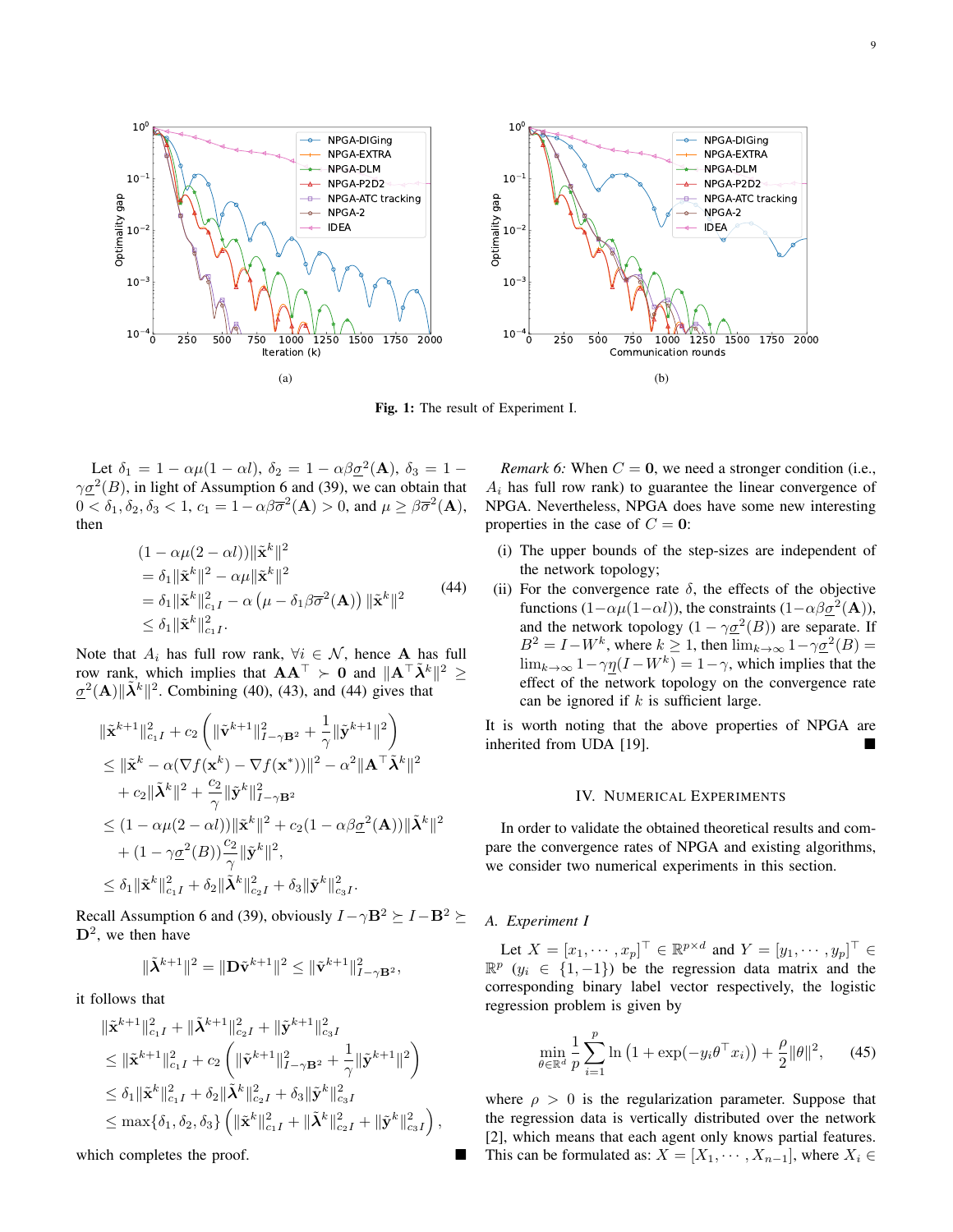Fig. 1: The result of Experiment I.

Let $\delta_1 = 1 - \alpha\mu(1-\alpha l)$, $\delta_2 = 1 - \alpha\beta\underline{\sigma}^2(\mathbf{A})$, $\delta_3 = 1 - \gamma\underline{\sigma}^2(B)$, in light of Assumption 6 and (39), we can obtain that $0 < \delta_1, \delta_2, \delta_3 < 1$, $c_1 = 1 - \alpha\beta\overline{\sigma}^2(\mathbf{A}) > 0$, and $\mu \geq \beta\overline{\sigma}^2(\mathbf{A})$, then

$$
\begin{aligned}
&(1-\alpha\mu(2-\alpha l))\|\tilde{\mathbf{x}}^k\|^2 \\
&= \delta_1\|\tilde{\mathbf{x}}^k\|^2 - \alpha\mu\|\tilde{\mathbf{x}}^k\|^2 \\
&= \delta_1\|\tilde{\mathbf{x}}^k\|^2_{c_1 I} - \alpha\left(\mu - \delta_1\beta\overline{\sigma}^2(\mathbf{A})\right)\|\tilde{\mathbf{x}}^k\|^2 \\
&\leq \delta_1\|\tilde{\mathbf{x}}^k\|^2_{c_1 I}.
\end{aligned}
\tag{44}
$$

Note that $A_i$ has full row rank, $\forall i \in \mathcal{N}$, hence $\mathbf{A}$ has full row rank, which implies that $\mathbf{A}\mathbf{A}^\top \succ \mathbf{0}$ and $\|\mathbf{A}^\top\tilde{\boldsymbol{\lambda}}^k\|^2 \geq \underline{\sigma}^2(\mathbf{A})\|\tilde{\boldsymbol{\lambda}}^k\|^2$. Combining (40), (43), and (44) gives that

$$
\begin{aligned}
&\|\tilde{\mathbf{x}}^{k+1}\|^2_{c_1 I} + c_2\left(\|\tilde{\mathbf{v}}^{k+1}\|^2_{I-\gamma\mathbf{B}^2} + \frac{1}{\gamma}\|\tilde{\mathbf{y}}^{k+1}\|^2\right) \\
&\leq \|\tilde{\mathbf{x}}^k - \alpha(\nabla f(\mathbf{x}^k) - \nabla f(\mathbf{x}^*))\|^2 - \alpha^2\|\mathbf{A}^\top\tilde{\boldsymbol{\lambda}}^k\|^2 \\
&\quad + c_2\|\tilde{\boldsymbol{\lambda}}^k\|^2 + \frac{c_2}{\gamma}\|\tilde{\mathbf{y}}^k\|^2_{I-\gamma\mathbf{B}^2} \\
&\leq (1-\alpha\mu(2-\alpha l))\|\tilde{\mathbf{x}}^k\|^2 + c_2(1-\alpha\beta\underline{\sigma}^2(\mathbf{A}))\|\tilde{\boldsymbol{\lambda}}^k\|^2 \\
&\quad + (1-\gamma\underline{\sigma}^2(B))\frac{c_2}{\gamma}\|\tilde{\mathbf{y}}^k\|^2, \\
&\leq \delta_1\|\tilde{\mathbf{x}}^k\|^2_{c_1 I} + \delta_2\|\tilde{\boldsymbol{\lambda}}^k\|^2_{c_2 I} + \delta_3\|\tilde{\mathbf{y}}^k\|^2_{c_3 I}.
\end{aligned}
$$

Recall Assumption 6 and (39), obviously $I - \gamma\mathbf{B}^2 \succeq I - \mathbf{B}^2 \succeq \mathbf{D}^2$, we then have

$$
\|\tilde{\boldsymbol{\lambda}}^{k+1}\|^2 = \|\mathbf{D}\tilde{\mathbf{v}}^{k+1}\|^2 \leq \|\tilde{\mathbf{v}}^{k+1}\|^2_{I-\gamma\mathbf{B}^2},
$$

it follows that

$$
\begin{aligned}
&\|\tilde{\mathbf{x}}^{k+1}\|^2_{c_1 I} + \|\tilde{\boldsymbol{\lambda}}^{k+1}\|^2_{c_2 I} + \|\tilde{\mathbf{y}}^{k+1}\|^2_{c_3 I} \\
&\leq \|\tilde{\mathbf{x}}^{k+1}\|^2_{c_1 I} + c_2\left(\|\tilde{\mathbf{v}}^{k+1}\|^2_{I-\gamma\mathbf{B}^2} + \frac{1}{\gamma}\|\tilde{\mathbf{y}}^{k+1}\|^2\right) \\
&\leq \delta_1\|\tilde{\mathbf{x}}^k\|^2_{c_1 I} + \delta_2\|\tilde{\boldsymbol{\lambda}}^k\|^2_{c_2 I} + \delta_3\|\tilde{\mathbf{y}}^k\|^2_{c_3 I} \\
&\leq \max\{\delta_1, \delta_2, \delta_3\}\left(\|\tilde{\mathbf{x}}^k\|^2_{c_1 I} + \|\tilde{\boldsymbol{\lambda}}^k\|^2_{c_2 I} + \|\tilde{\mathbf{y}}^k\|^2_{c_3 I}\right),
\end{aligned}
$$

which completes the proof. ■

*Remark 6:* When $C = \mathbf{0}$, we need a stronger condition (i.e., $A_i$ has full row rank) to guarantee the linear convergence of NPGA. Nevertheless, NPGA does have some new interesting properties in the case of $C = \mathbf{0}$:

(i) The upper bounds of the step-sizes are independent of the network topology;

(ii) For the convergence rate $\delta$, the effects of the objective functions $(1-\alpha\mu(1-\alpha l))$, the constraints $(1-\alpha\beta\underline{\sigma}^2(\mathbf{A}))$, and the network topology $(1-\gamma\underline{\sigma}^2(B))$ are separate. If $B^2 = I - W^k$, where $k \geq 1$, then $\lim_{k\to\infty} 1-\gamma\underline{\sigma}^2(B) = \lim_{k\to\infty} 1-\gamma\underline{\eta}(I-W^k) = 1-\gamma$, which implies that the effect of the network topology on the convergence rate can be ignored if $k$ is sufficient large.

It is worth noting that the above properties of NPGA are inherited from UDA [19]. ■

## IV. Numerical Experiments

In order to validate the obtained theoretical results and compare the convergence rates of NPGA and existing algorithms, we consider two numerical experiments in this section.

### A. Experiment I

Let $X = [x_1, \cdots, x_p]^\top \in \mathbb{R}^{p\times d}$ and $Y = [y_1, \cdots, y_p]^\top \in \mathbb{R}^p$ ($y_i \in \{1, -1\}$) be the regression data matrix and the corresponding binary label vector respectively, the logistic regression problem is given by

$$
\min_{\theta\in\mathbb{R}^d} \frac{1}{p}\sum_{i=1}^{p} \ln\left(1+\exp(-y_i\theta^\top x_i)\right) + \frac{\rho}{2}\|\theta\|^2, \tag{45}
$$

where $\rho > 0$ is the regularization parameter. Suppose that the regression data is vertically distributed over the network [2], which means that each agent only knows partial features. This can be formulated as: $X = [X_1, \cdots, X_{n-1}]$, where $X_i \in$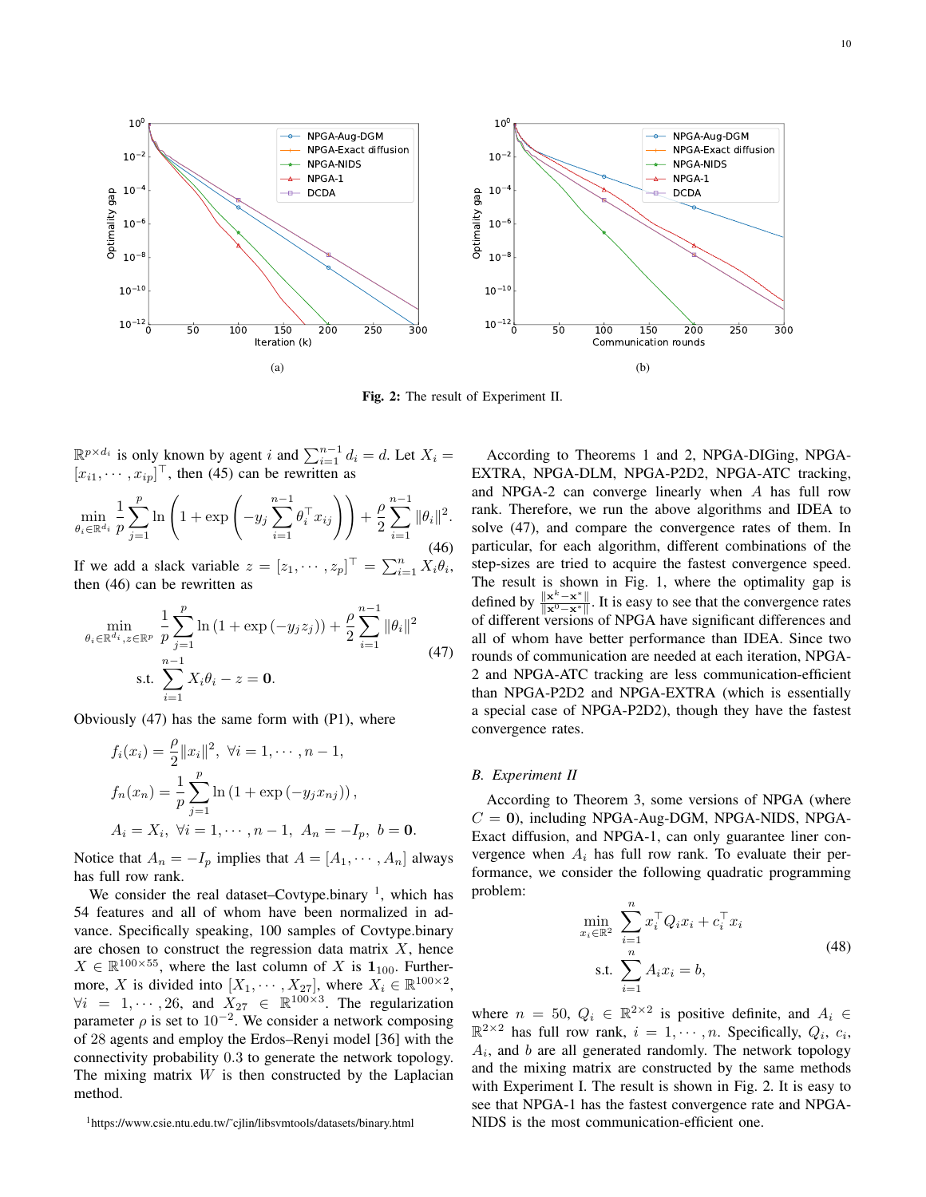Fig. 2: The result of Experiment II.

$\mathbb{R}^{p\times d_i}$ is only known by agent $i$ and $\sum_{i=1}^{n-1} d_i = d$. Let $X_i = [x_{i1}, \cdots, x_{ip}]^\top$, then (45) can be rewritten as

$$\min_{\theta_i\in\mathbb{R}^{d_i}} \frac{1}{p}\sum_{j=1}^{p} \ln\left(1+\exp\left(-y_j\sum_{i=1}^{n-1}\theta_i^\top x_{ij}\right)\right) + \frac{\rho}{2}\sum_{i=1}^{n-1}\|\theta_i\|^2. \tag{46}$$

If we add a slack variable $z = [z_1, \cdots, z_p]^\top = \sum_{i=1}^{n} X_i\theta_i$, then (46) can be rewritten as

$$\begin{aligned}\min_{\theta_i\in\mathbb{R}^{d_i}, z\in\mathbb{R}^p}\ & \frac{1}{p}\sum_{j=1}^{p}\ln\left(1+\exp\left(-y_j z_j\right)\right) + \frac{\rho}{2}\sum_{i=1}^{n-1}\|\theta_i\|^2 \\ \text{s.t.}\ & \sum_{i=1}^{n-1} X_i\theta_i - z = \mathbf{0}.\end{aligned} \tag{47}$$

Obviously (47) has the same form with (P1), where

$$\begin{aligned} f_i(x_i) &= \frac{\rho}{2}\|x_i\|^2,\ \forall i=1,\cdots,n-1, \\ f_n(x_n) &= \frac{1}{p}\sum_{j=1}^{p}\ln\left(1+\exp\left(-y_j x_{nj}\right)\right), \\ A_i &= X_i,\ \forall i=1,\cdots,n-1,\ A_n = -I_p,\ b=\mathbf{0}. \end{aligned}$$

Notice that $A_n = -I_p$ implies that $A = [A_1, \cdots, A_n]$ always has full row rank.

We consider the real dataset–Covtype.binary [1], which has 54 features and all of whom have been normalized in advance. Specifically speaking, 100 samples of Covtype.binary are chosen to construct the regression data matrix $X$, hence $X \in \mathbb{R}^{100\times 55}$, where the last column of $X$ is $\mathbf{1}_{100}$. Furthermore, $X$ is divided into $[X_1, \cdots, X_{27}]$, where $X_i \in \mathbb{R}^{100\times 2}$, $\forall i = 1, \cdots, 26$, and $X_{27} \in \mathbb{R}^{100\times 3}$. The regularization parameter $\rho$ is set to $10^{-2}$. We consider a network composing of 28 agents and employ the Erdos–Renyi model [36] with the connectivity probability 0.3 to generate the network topology. The mixing matrix $W$ is then constructed by the Laplacian method.

[1] https://www.csie.ntu.edu.tw/~cjlin/libsvmtools/datasets/binary.html

According to Theorems 1 and 2, NPGA-DIGing, NPGA-EXTRA, NPGA-DLM, NPGA-P2D2, NPGA-ATC tracking, and NPGA-2 can converge linearly when $A$ has full row rank. Therefore, we run the above algorithms and IDEA to solve (47), and compare the convergence rates of them. In particular, for each algorithm, different combinations of the step-sizes are tried to acquire the fastest convergence speed. The result is shown in Fig. 1, where the optimality gap is defined by $\frac{\|\mathbf{x}^k-\mathbf{x}^*\|}{\|\mathbf{x}^0-\mathbf{x}^*\|}$. It is easy to see that the convergence rates of different versions of NPGA have significant differences and all of whom have better performance than IDEA. Since two rounds of communication are needed at each iteration, NPGA-2 and NPGA-ATC tracking are less communication-efficient than NPGA-P2D2 and NPGA-EXTRA (which is essentially a special case of NPGA-P2D2), though they have the fastest convergence rates.

### B. Experiment II

According to Theorem 3, some versions of NPGA (where $C = \mathbf{0}$), including NPGA-Aug-DGM, NPGA-NIDS, NPGA-Exact diffusion, and NPGA-1, can only guarantee liner convergence when $A_i$ has full row rank. To evaluate their performance, we consider the following quadratic programming problem:

$$\begin{aligned}\min_{x_i\in\mathbb{R}^2}\ & \sum_{i=1}^{n} x_i^\top Q_i x_i + c_i^\top x_i \\ \text{s.t.}\ & \sum_{i=1}^{n} A_i x_i = b,\end{aligned} \tag{48}$$

where $n = 50$, $Q_i \in \mathbb{R}^{2\times 2}$ is positive definite, and $A_i \in \mathbb{R}^{2\times 2}$ has full row rank, $i = 1, \cdots, n$. Specifically, $Q_i$, $c_i$, $A_i$, and $b$ are all generated randomly. The network topology and the mixing matrix are constructed by the same methods with Experiment I. The result is shown in Fig. 2. It is easy to see that NPGA-1 has the fastest convergence rate and NPGA-NIDS is the most communication-efficient one.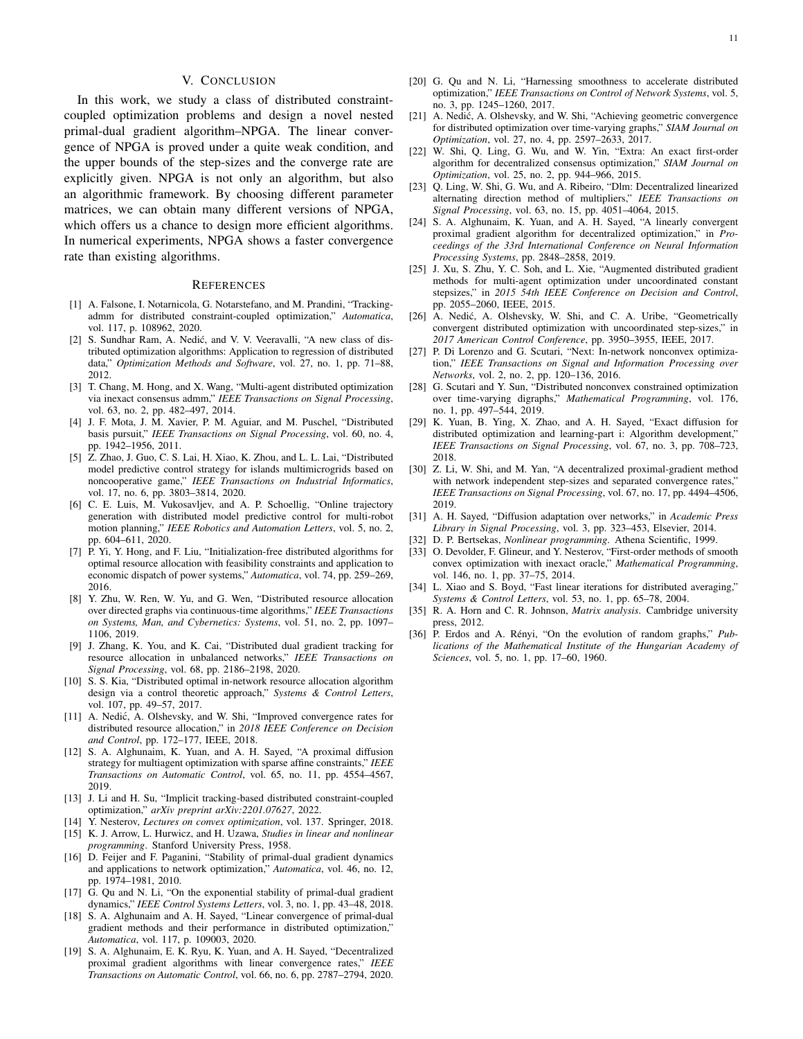## V. CONCLUSION

In this work, we study a class of distributed constraint-coupled optimization problems and design a novel nested primal-dual gradient algorithm–NPGA. The linear convergence of NPGA is proved under a quite weak condition, and the upper bounds of the step-sizes and the converge rate are explicitly given. NPGA is not only an algorithm, but also an algorithmic framework. By choosing different parameter matrices, we can obtain many different versions of NPGA, which offers us a chance to design more efficient algorithms. In numerical experiments, NPGA shows a faster convergence rate than existing algorithms.

## REFERENCES

[1] A. Falsone, I. Notarnicola, G. Notarstefano, and M. Prandini, "Tracking-admm for distributed constraint-coupled optimization," *Automatica*, vol. 117, p. 108962, 2020.

[2] S. Sundhar Ram, A. Nedić, and V. V. Veeravalli, "A new class of distributed optimization algorithms: Application to regression of distributed data," *Optimization Methods and Software*, vol. 27, no. 1, pp. 71–88, 2012.

[3] T. Chang, M. Hong, and X. Wang, "Multi-agent distributed optimization via inexact consensus admm," *IEEE Transactions on Signal Processing*, vol. 63, no. 2, pp. 482–497, 2014.

[4] J. F. Mota, J. M. Xavier, P. M. Aguiar, and M. Puschel, "Distributed basis pursuit," *IEEE Transactions on Signal Processing*, vol. 60, no. 4, pp. 1942–1956, 2011.

[5] Z. Zhao, J. Guo, C. S. Lai, H. Xiao, K. Zhou, and L. L. Lai, "Distributed model predictive control strategy for islands multimicrogrids based on noncooperative game," *IEEE Transactions on Industrial Informatics*, vol. 17, no. 6, pp. 3803–3814, 2020.

[6] C. E. Luis, M. Vukosavljev, and A. P. Schoellig, "Online trajectory generation with distributed model predictive control for multi-robot motion planning," *IEEE Robotics and Automation Letters*, vol. 5, no. 2, pp. 604–611, 2020.

[7] P. Yi, Y. Hong, and F. Liu, "Initialization-free distributed algorithms for optimal resource allocation with feasibility constraints and application to economic dispatch of power systems," *Automatica*, vol. 74, pp. 259–269, 2016.

[8] Y. Zhu, W. Ren, W. Yu, and G. Wen, "Distributed resource allocation over directed graphs via continuous-time algorithms," *IEEE Transactions on Systems, Man, and Cybernetics: Systems*, vol. 51, no. 2, pp. 1097–1106, 2019.

[9] J. Zhang, K. You, and K. Cai, "Distributed dual gradient tracking for resource allocation in unbalanced networks," *IEEE Transactions on Signal Processing*, vol. 68, pp. 2186–2198, 2020.

[10] S. S. Kia, "Distributed optimal in-network resource allocation algorithm design via a control theoretic approach," *Systems & Control Letters*, vol. 107, pp. 49–57, 2017.

[11] A. Nedić, A. Olshevsky, and W. Shi, "Improved convergence rates for distributed resource allocation," in *2018 IEEE Conference on Decision and Control*, pp. 172–177, IEEE, 2018.

[12] S. A. Alghunaim, K. Yuan, and A. H. Sayed, "A proximal diffusion strategy for multiagent optimization with sparse affine constraints," *IEEE Transactions on Automatic Control*, vol. 65, no. 11, pp. 4554–4567, 2019.

[13] J. Li and H. Su, "Implicit tracking-based distributed constraint-coupled optimization," *arXiv preprint arXiv:2201.07627*, 2022.

[14] Y. Nesterov, *Lectures on convex optimization*, vol. 137. Springer, 2018.

[15] K. J. Arrow, L. Hurwicz, and H. Uzawa, *Studies in linear and nonlinear programming*. Stanford University Press, 1958.

[16] D. Feijer and F. Paganini, "Stability of primal-dual gradient dynamics and applications to network optimization," *Automatica*, vol. 46, no. 12, pp. 1974–1981, 2010.

[17] G. Qu and N. Li, "On the exponential stability of primal-dual gradient dynamics," *IEEE Control Systems Letters*, vol. 3, no. 1, pp. 43–48, 2018.

[18] S. A. Alghunaim and A. H. Sayed, "Linear convergence of primal-dual gradient methods and their performance in distributed optimization," *Automatica*, vol. 117, p. 109003, 2020.

[19] S. A. Alghunaim, E. K. Ryu, K. Yuan, and A. H. Sayed, "Decentralized proximal gradient algorithms with linear convergence rates," *IEEE Transactions on Automatic Control*, vol. 66, no. 6, pp. 2787–2794, 2020.

[20] G. Qu and N. Li, "Harnessing smoothness to accelerate distributed optimization," *IEEE Transactions on Control of Network Systems*, vol. 5, no. 3, pp. 1245–1260, 2017.

[21] A. Nedić, A. Olshevsky, and W. Shi, "Achieving geometric convergence for distributed optimization over time-varying graphs," *SIAM Journal on Optimization*, vol. 27, no. 4, pp. 2597–2633, 2017.

[22] W. Shi, Q. Ling, G. Wu, and W. Yin, "Extra: An exact first-order algorithm for decentralized consensus optimization," *SIAM Journal on Optimization*, vol. 25, no. 2, pp. 944–966, 2015.

[23] Q. Ling, W. Shi, G. Wu, and A. Ribeiro, "Dlm: Decentralized linearized alternating direction method of multipliers," *IEEE Transactions on Signal Processing*, vol. 63, no. 15, pp. 4051–4064, 2015.

[24] S. A. Alghunaim, K. Yuan, and A. H. Sayed, "A linearly convergent proximal gradient algorithm for decentralized optimization," in *Proceedings of the 33rd International Conference on Neural Information Processing Systems*, pp. 2848–2858, 2019.

[25] J. Xu, S. Zhu, Y. C. Soh, and L. Xie, "Augmented distributed gradient methods for multi-agent optimization under uncoordinated constant stepsizes," in *2015 54th IEEE Conference on Decision and Control*, pp. 2055–2060, IEEE, 2015.

[26] A. Nedić, A. Olshevsky, W. Shi, and C. A. Uribe, "Geometrically convergent distributed optimization with uncoordinated step-sizes," in *2017 American Control Conference*, pp. 3950–3955, IEEE, 2017.

[27] P. Di Lorenzo and G. Scutari, "Next: In-network nonconvex optimization," *IEEE Transactions on Signal and Information Processing over Networks*, vol. 2, no. 2, pp. 120–136, 2016.

[28] G. Scutari and Y. Sun, "Distributed nonconvex constrained optimization over time-varying digraphs," *Mathematical Programming*, vol. 176, no. 1, pp. 497–544, 2019.

[29] K. Yuan, B. Ying, X. Zhao, and A. H. Sayed, "Exact diffusion for distributed optimization and learning-part i: Algorithm development," *IEEE Transactions on Signal Processing*, vol. 67, no. 3, pp. 708–723, 2018.

[30] Z. Li, W. Shi, and M. Yan, "A decentralized proximal-gradient method with network independent step-sizes and separated convergence rates," *IEEE Transactions on Signal Processing*, vol. 67, no. 17, pp. 4494–4506, 2019.

[31] A. H. Sayed, "Diffusion adaptation over networks," in *Academic Press Library in Signal Processing*, vol. 3, pp. 323–453, Elsevier, 2014.

[32] D. P. Bertsekas, *Nonlinear programming*. Athena Scientific, 1999.

[33] O. Devolder, F. Glineur, and Y. Nesterov, "First-order methods of smooth convex optimization with inexact oracle," *Mathematical Programming*, vol. 146, no. 1, pp. 37–75, 2014.

[34] L. Xiao and S. Boyd, "Fast linear iterations for distributed averaging," *Systems & Control Letters*, vol. 53, no. 1, pp. 65–78, 2004.

[35] R. A. Horn and C. R. Johnson, *Matrix analysis*. Cambridge university press, 2012.

[36] P. Erdos and A. Rényi, "On the evolution of random graphs," *Publications of the Mathematical Institute of the Hungarian Academy of Sciences*, vol. 5, no. 1, pp. 17–60, 1960.